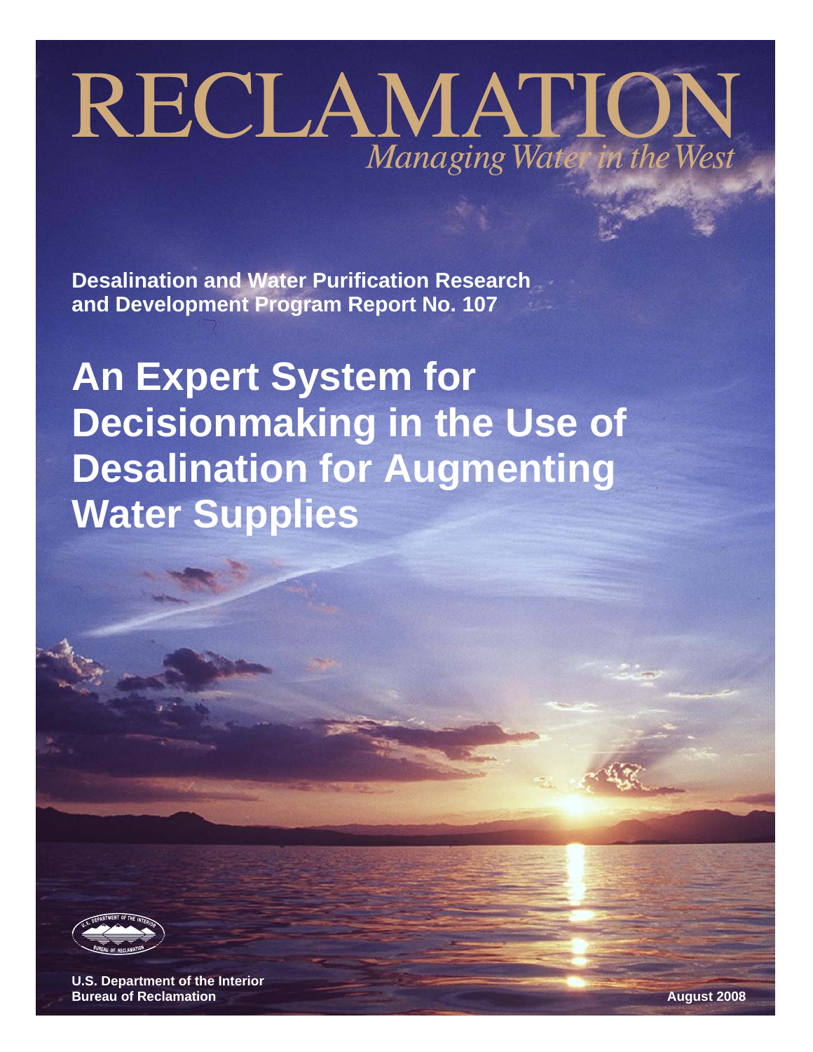# RECLAMATION

*Managing Water in the West*

**Desalination and Water Purification Research and Development Program Report No. 107**

# An Expert System for Decisionmaking in the Use of Desalination for Augmenting Water Supplies

**U.S. Department of the Interior**
**Bureau of Reclamation**

**August 2008**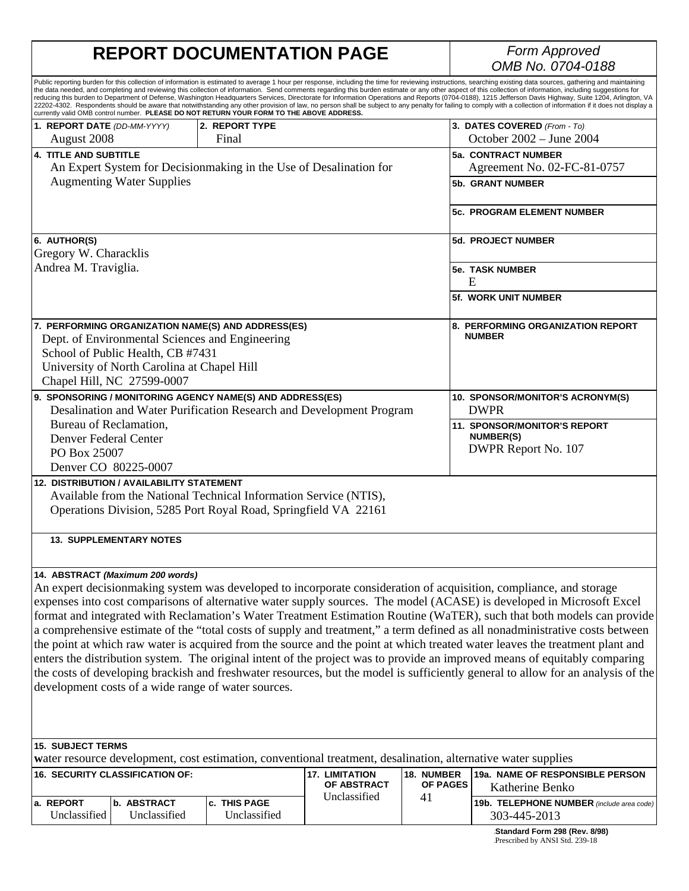# REPORT DOCUMENTATION PAGE

*Form Approved OMB No. 0704-0188*

Public reporting burden for this collection of information is estimated to average 1 hour per response, including the time for reviewing instructions, searching existing data sources, gathering and maintaining the data needed, and completing and reviewing this collection of information. Send comments regarding this burden estimate or any other aspect of this collection of information, including suggestions for reducing this burden to Department of Defense, Washington Headquarters Services, Directorate for Information Operations and Reports (0704-0188), 1215 Jefferson Davis Highway, Suite 1204, Arlington, VA 22202-4302. Respondents should be aware that notwithstanding any other provision of law, no person shall be subject to any penalty for failing to comply with a collection of information if it does not display a currently valid OMB control number. **PLEASE DO NOT RETURN YOUR FORM TO THE ABOVE ADDRESS.**

| | | |
|---|---|---|
| **1. REPORT DATE** *(DD-MM-YYYY)* August 2008 | **2. REPORT TYPE** Final | **3. DATES COVERED** *(From - To)* October 2002 – June 2004 |

**4. TITLE AND SUBTITLE**
An Expert System for Decisionmaking in the Use of Desalination for Augmenting Water Supplies

**5a. CONTRACT NUMBER**
Agreement No. 02-FC-81-0757

**5b. GRANT NUMBER**

**5c. PROGRAM ELEMENT NUMBER**

**6. AUTHOR(S)**
Gregory W. Characklis
Andrea M. Traviglia.

**5d. PROJECT NUMBER**

**5e. TASK NUMBER**
E

**5f. WORK UNIT NUMBER**

**7. PERFORMING ORGANIZATION NAME(S) AND ADDRESS(ES)**
Dept. of Environmental Sciences and Engineering
School of Public Health, CB #7431
University of North Carolina at Chapel Hill
Chapel Hill, NC 27599-0007

**8. PERFORMING ORGANIZATION REPORT NUMBER**

**9. SPONSORING / MONITORING AGENCY NAME(S) AND ADDRESS(ES)**
Desalination and Water Purification Research and Development Program
Bureau of Reclamation,
Denver Federal Center
PO Box 25007
Denver CO 80225-0007

**10. SPONSOR/MONITOR'S ACRONYM(S)**
DWPR

**11. SPONSOR/MONITOR'S REPORT NUMBER(S)**
DWPR Report No. 107

**12. DISTRIBUTION / AVAILABILITY STATEMENT**
Available from the National Technical Information Service (NTIS),
Operations Division, 5285 Port Royal Road, Springfield VA 22161

**13. SUPPLEMENTARY NOTES**

**14. ABSTRACT** ***(Maximum 200 words)***
An expert decisionmaking system was developed to incorporate consideration of acquisition, compliance, and storage expenses into cost comparisons of alternative water supply sources. The model (ACASE) is developed in Microsoft Excel format and integrated with Reclamation's Water Treatment Estimation Routine (WaTER), such that both models can provide a comprehensive estimate of the "total costs of supply and treatment," a term defined as all nonadministrative costs between the point at which raw water is acquired from the source and the point at which treated water leaves the treatment plant and enters the distribution system. The original intent of the project was to provide an improved means of equitably comparing the costs of developing brackish and freshwater resources, but the model is sufficiently general to allow for an analysis of the development costs of a wide range of water sources.

**15. SUBJECT TERMS**
water resource development, cost estimation, conventional treatment, desalination, alternative water supplies

| **16. SECURITY CLASSIFICATION OF:** | | | **17. LIMITATION OF ABSTRACT** | **18. NUMBER OF PAGES** | **19a. NAME OF RESPONSIBLE PERSON** |
|---|---|---|---|---|---|
| **a. REPORT** | **b. ABSTRACT** | **c. THIS PAGE** | Unclassified | 41 | Katherine Benko |
| Unclassified | Unclassified | Unclassified | | | **19b. TELEPHONE NUMBER** *(include area code)* 303-445-2013 |

**Standard Form 298 (Rev. 8/98)**
Prescribed by ANSI Std. 239-18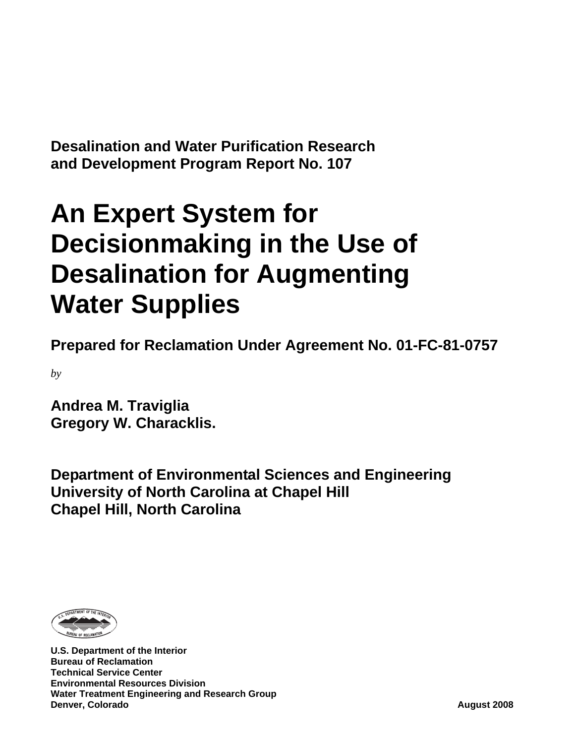**Desalination and Water Purification Research and Development Program Report No. 107**

# An Expert System for Decisionmaking in the Use of Desalination for Augmenting Water Supplies

**Prepared for Reclamation Under Agreement No. 01-FC-81-0757**

*by*

**Andrea M. Traviglia**
**Gregory W. Characklis.**

**Department of Environmental Sciences and Engineering**
**University of North Carolina at Chapel Hill**
**Chapel Hill, North Carolina**

**U.S. Department of the Interior**
**Bureau of Reclamation**
**Technical Service Center**
**Environmental Resources Division**
**Water Treatment Engineering and Research Group**
**Denver, Colorado**

**August 2008**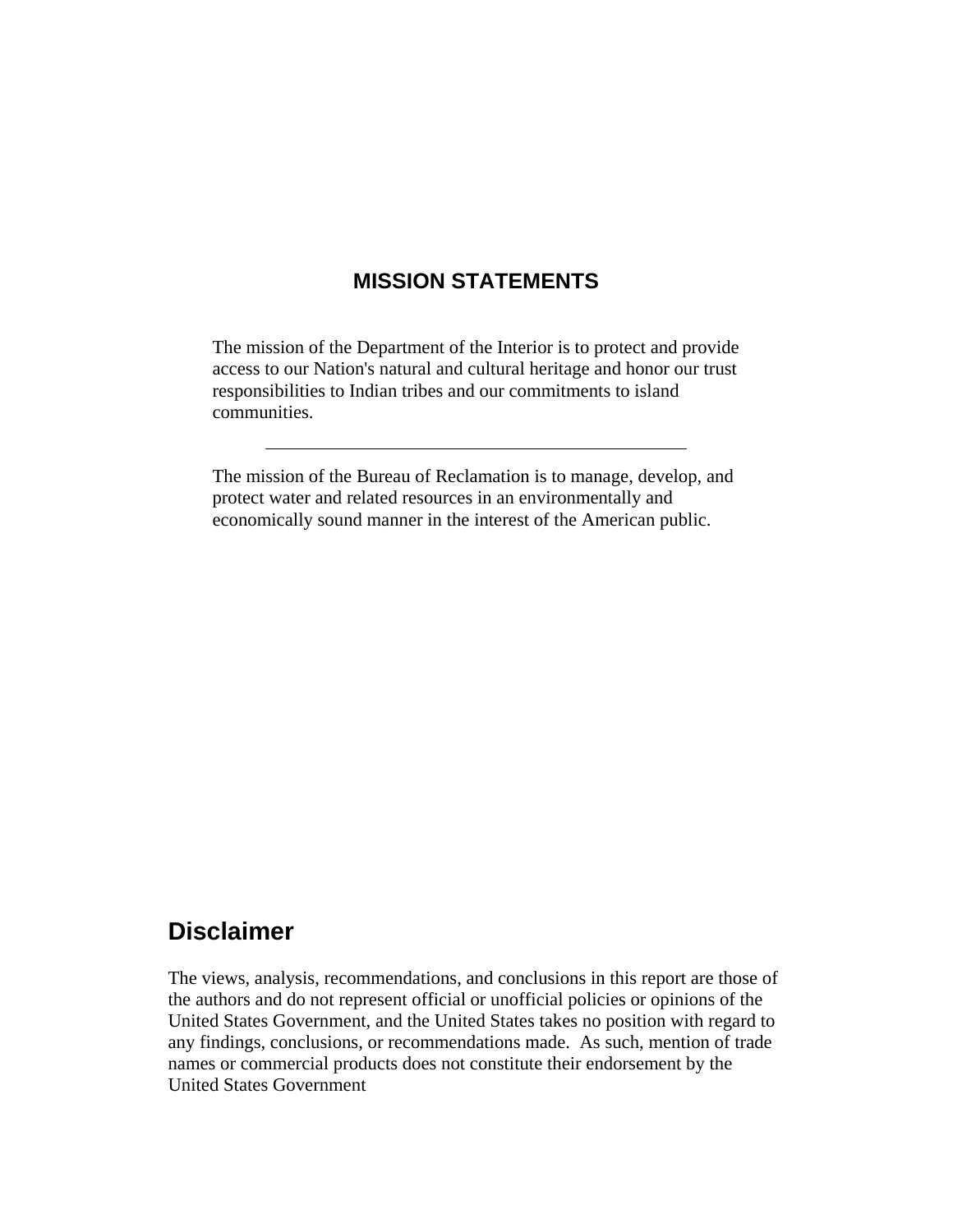## MISSION STATEMENTS

The mission of the Department of the Interior is to protect and provide access to our Nation's natural and cultural heritage and honor our trust responsibilities to Indian tribes and our commitments to island communities.

---

The mission of the Bureau of Reclamation is to manage, develop, and protect water and related resources in an environmentally and economically sound manner in the interest of the American public.

## Disclaimer

The views, analysis, recommendations, and conclusions in this report are those of the authors and do not represent official or unofficial policies or opinions of the United States Government, and the United States takes no position with regard to any findings, conclusions, or recommendations made. As such, mention of trade names or commercial products does not constitute their endorsement by the United States Government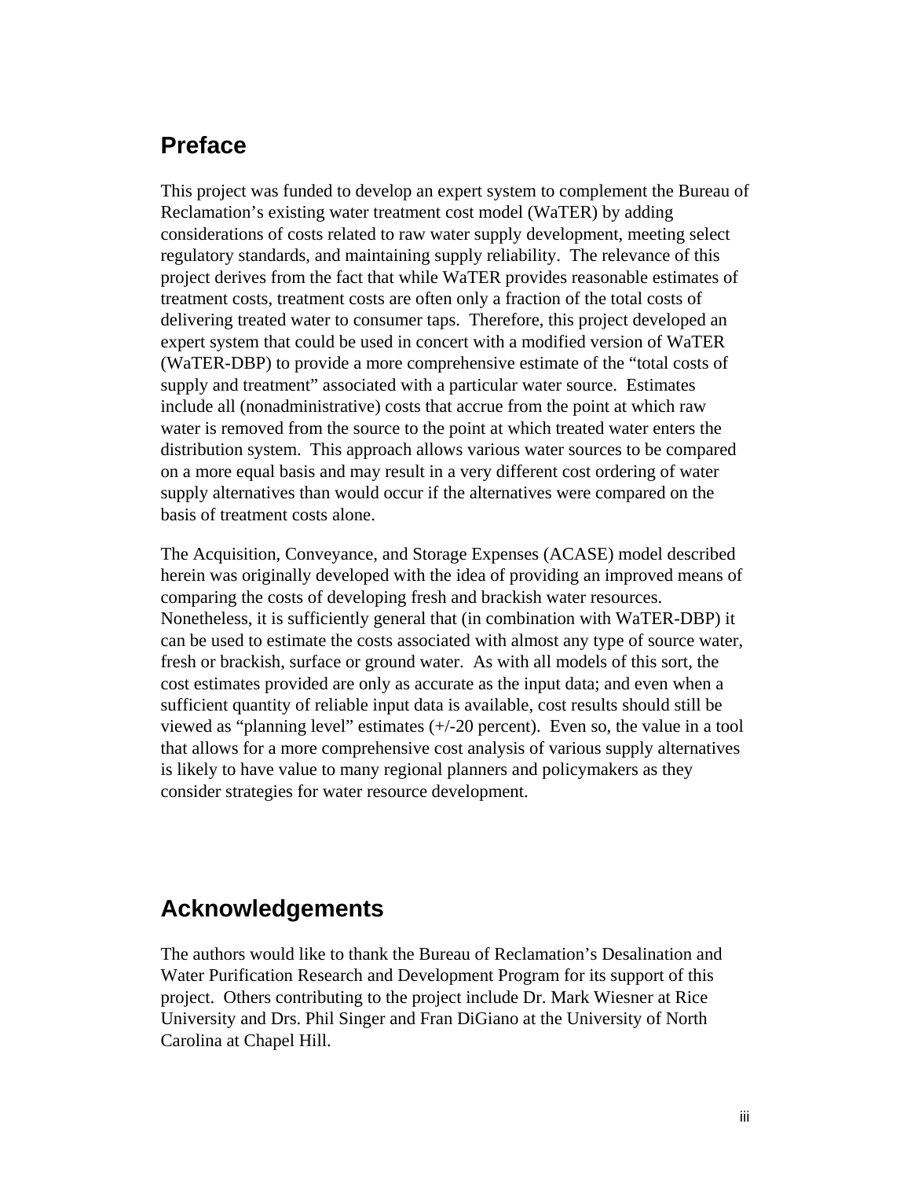## Preface

This project was funded to develop an expert system to complement the Bureau of Reclamation's existing water treatment cost model (WaTER) by adding considerations of costs related to raw water supply development, meeting select regulatory standards, and maintaining supply reliability. The relevance of this project derives from the fact that while WaTER provides reasonable estimates of treatment costs, treatment costs are often only a fraction of the total costs of delivering treated water to consumer taps. Therefore, this project developed an expert system that could be used in concert with a modified version of WaTER (WaTER-DBP) to provide a more comprehensive estimate of the "total costs of supply and treatment" associated with a particular water source. Estimates include all (nonadministrative) costs that accrue from the point at which raw water is removed from the source to the point at which treated water enters the distribution system. This approach allows various water sources to be compared on a more equal basis and may result in a very different cost ordering of water supply alternatives than would occur if the alternatives were compared on the basis of treatment costs alone.

The Acquisition, Conveyance, and Storage Expenses (ACASE) model described herein was originally developed with the idea of providing an improved means of comparing the costs of developing fresh and brackish water resources. Nonetheless, it is sufficiently general that (in combination with WaTER-DBP) it can be used to estimate the costs associated with almost any type of source water, fresh or brackish, surface or ground water. As with all models of this sort, the cost estimates provided are only as accurate as the input data; and even when a sufficient quantity of reliable input data is available, cost results should still be viewed as "planning level" estimates (+/-20 percent). Even so, the value in a tool that allows for a more comprehensive cost analysis of various supply alternatives is likely to have value to many regional planners and policymakers as they consider strategies for water resource development.

## Acknowledgements

The authors would like to thank the Bureau of Reclamation's Desalination and Water Purification Research and Development Program for its support of this project. Others contributing to the project include Dr. Mark Wiesner at Rice University and Drs. Phil Singer and Fran DiGiano at the University of North Carolina at Chapel Hill.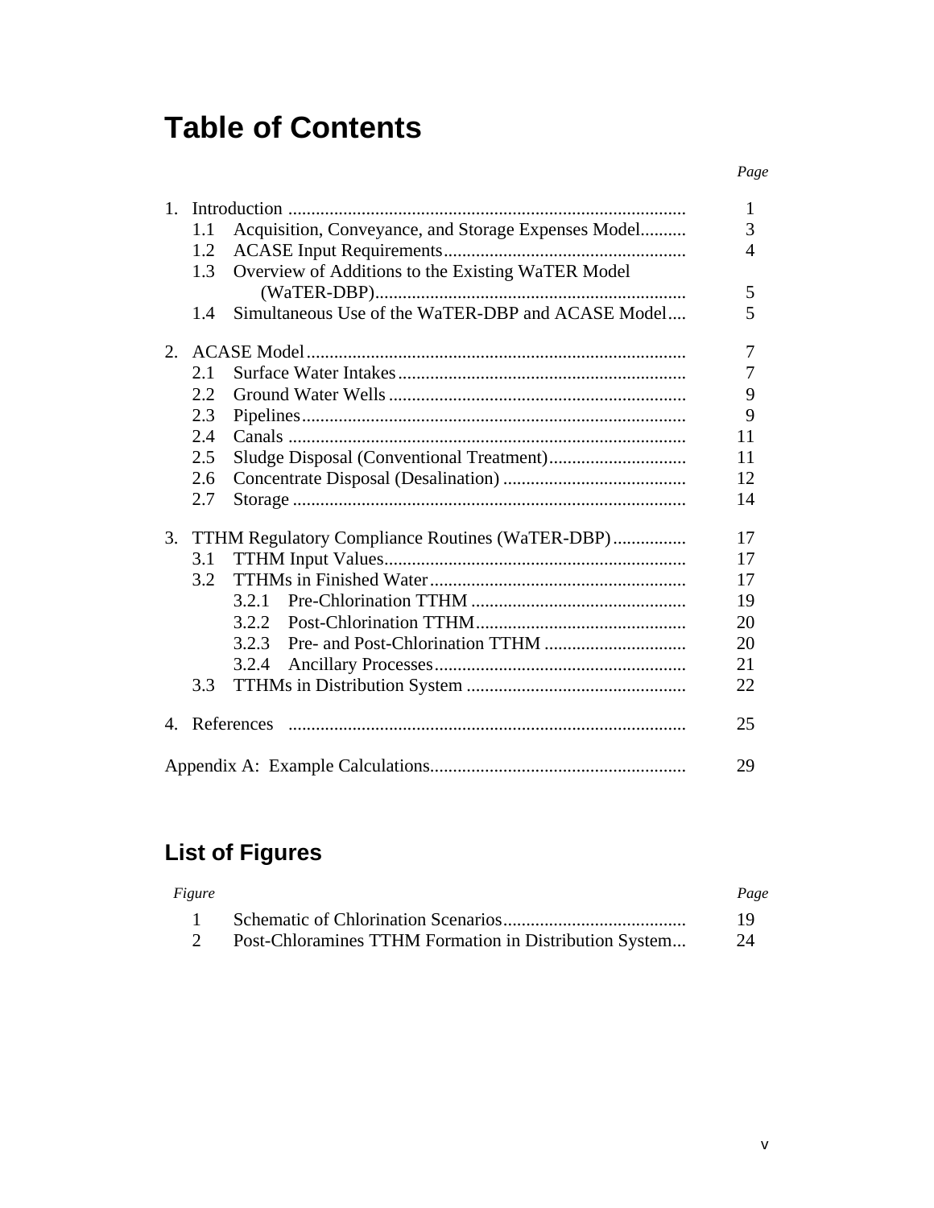# Table of Contents

| | Page |
|---|---|
| 1. Introduction | 1 |
| 1.1 Acquisition, Conveyance, and Storage Expenses Model | 3 |
| 1.2 ACASE Input Requirements | 4 |
| 1.3 Overview of Additions to the Existing WaTER Model (WaTER-DBP) | 5 |
| 1.4 Simultaneous Use of the WaTER-DBP and ACASE Model | 5 |
| 2. ACASE Model | 7 |
| 2.1 Surface Water Intakes | 7 |
| 2.2 Ground Water Wells | 9 |
| 2.3 Pipelines | 9 |
| 2.4 Canals | 11 |
| 2.5 Sludge Disposal (Conventional Treatment) | 11 |
| 2.6 Concentrate Disposal (Desalination) | 12 |
| 2.7 Storage | 14 |
| 3. TTHM Regulatory Compliance Routines (WaTER-DBP) | 17 |
| 3.1 TTHM Input Values | 17 |
| 3.2 TTHMs in Finished Water | 17 |
| 3.2.1 Pre-Chlorination TTHM | 19 |
| 3.2.2 Post-Chlorination TTHM | 20 |
| 3.2.3 Pre- and Post-Chlorination TTHM | 20 |
| 3.2.4 Ancillary Processes | 21 |
| 3.3 TTHMs in Distribution System | 22 |
| 4. References | 25 |
| Appendix A: Example Calculations | 29 |

## List of Figures

| Figure | | Page |
|---|---|---|
| 1 | Schematic of Chlorination Scenarios | 19 |
| 2 | Post-Chloramines TTHM Formation in Distribution System | 24 |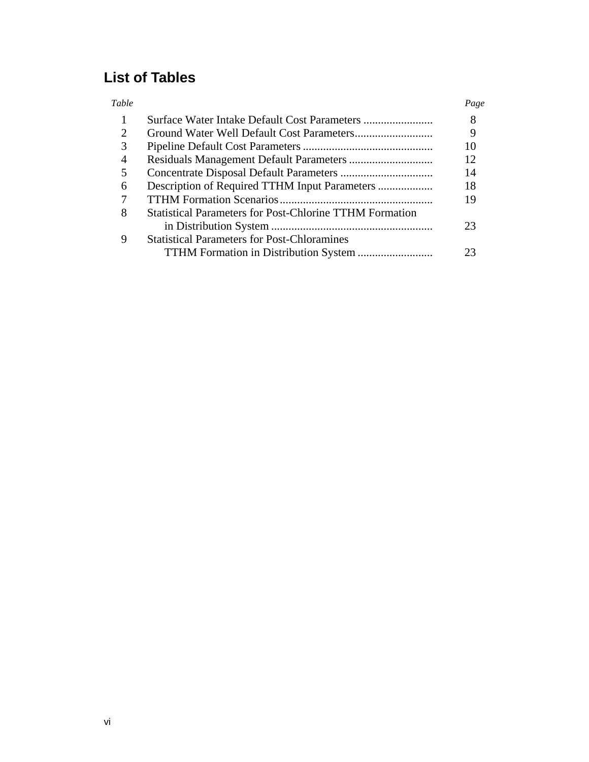## List of Tables

| *Table* | | *Page* |
|---|---|---|
| 1 | Surface Water Intake Default Cost Parameters | 8 |
| 2 | Ground Water Well Default Cost Parameters | 9 |
| 3 | Pipeline Default Cost Parameters | 10 |
| 4 | Residuals Management Default Parameters | 12 |
| 5 | Concentrate Disposal Default Parameters | 14 |
| 6 | Description of Required TTHM Input Parameters | 18 |
| 7 | TTHM Formation Scenarios | 19 |
| 8 | Statistical Parameters for Post-Chlorine TTHM Formation in Distribution System | 23 |
| 9 | Statistical Parameters for Post-Chloramines TTHM Formation in Distribution System | 23 |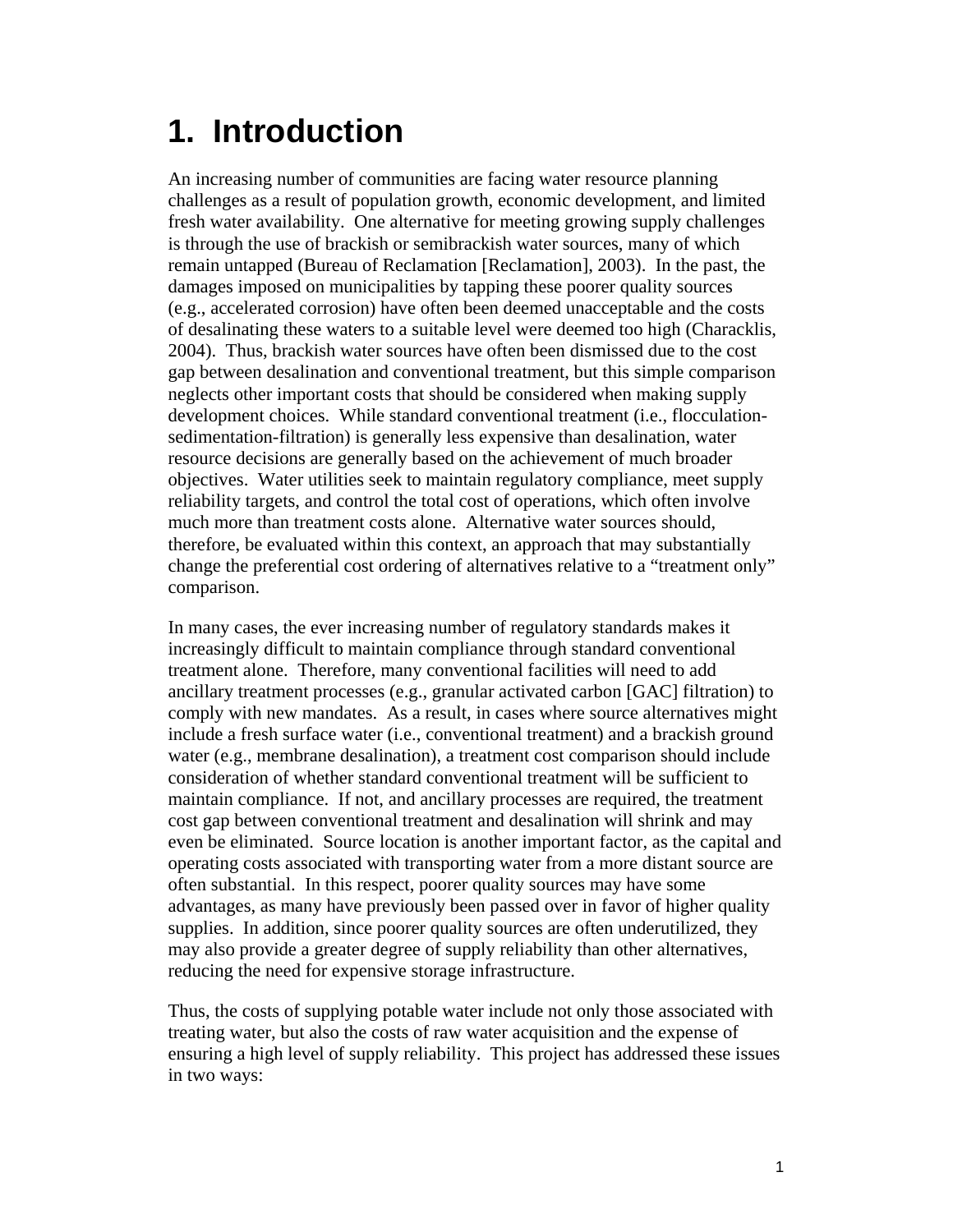# 1. Introduction

An increasing number of communities are facing water resource planning challenges as a result of population growth, economic development, and limited fresh water availability. One alternative for meeting growing supply challenges is through the use of brackish or semibrackish water sources, many of which remain untapped (Bureau of Reclamation [Reclamation], 2003). In the past, the damages imposed on municipalities by tapping these poorer quality sources (e.g., accelerated corrosion) have often been deemed unacceptable and the costs of desalinating these waters to a suitable level were deemed too high (Characklis, 2004). Thus, brackish water sources have often been dismissed due to the cost gap between desalination and conventional treatment, but this simple comparison neglects other important costs that should be considered when making supply development choices. While standard conventional treatment (i.e., flocculation-sedimentation-filtration) is generally less expensive than desalination, water resource decisions are generally based on the achievement of much broader objectives. Water utilities seek to maintain regulatory compliance, meet supply reliability targets, and control the total cost of operations, which often involve much more than treatment costs alone. Alternative water sources should, therefore, be evaluated within this context, an approach that may substantially change the preferential cost ordering of alternatives relative to a "treatment only" comparison.

In many cases, the ever increasing number of regulatory standards makes it increasingly difficult to maintain compliance through standard conventional treatment alone. Therefore, many conventional facilities will need to add ancillary treatment processes (e.g., granular activated carbon [GAC] filtration) to comply with new mandates. As a result, in cases where source alternatives might include a fresh surface water (i.e., conventional treatment) and a brackish ground water (e.g., membrane desalination), a treatment cost comparison should include consideration of whether standard conventional treatment will be sufficient to maintain compliance. If not, and ancillary processes are required, the treatment cost gap between conventional treatment and desalination will shrink and may even be eliminated. Source location is another important factor, as the capital and operating costs associated with transporting water from a more distant source are often substantial. In this respect, poorer quality sources may have some advantages, as many have previously been passed over in favor of higher quality supplies. In addition, since poorer quality sources are often underutilized, they may also provide a greater degree of supply reliability than other alternatives, reducing the need for expensive storage infrastructure.

Thus, the costs of supplying potable water include not only those associated with treating water, but also the costs of raw water acquisition and the expense of ensuring a high level of supply reliability. This project has addressed these issues in two ways: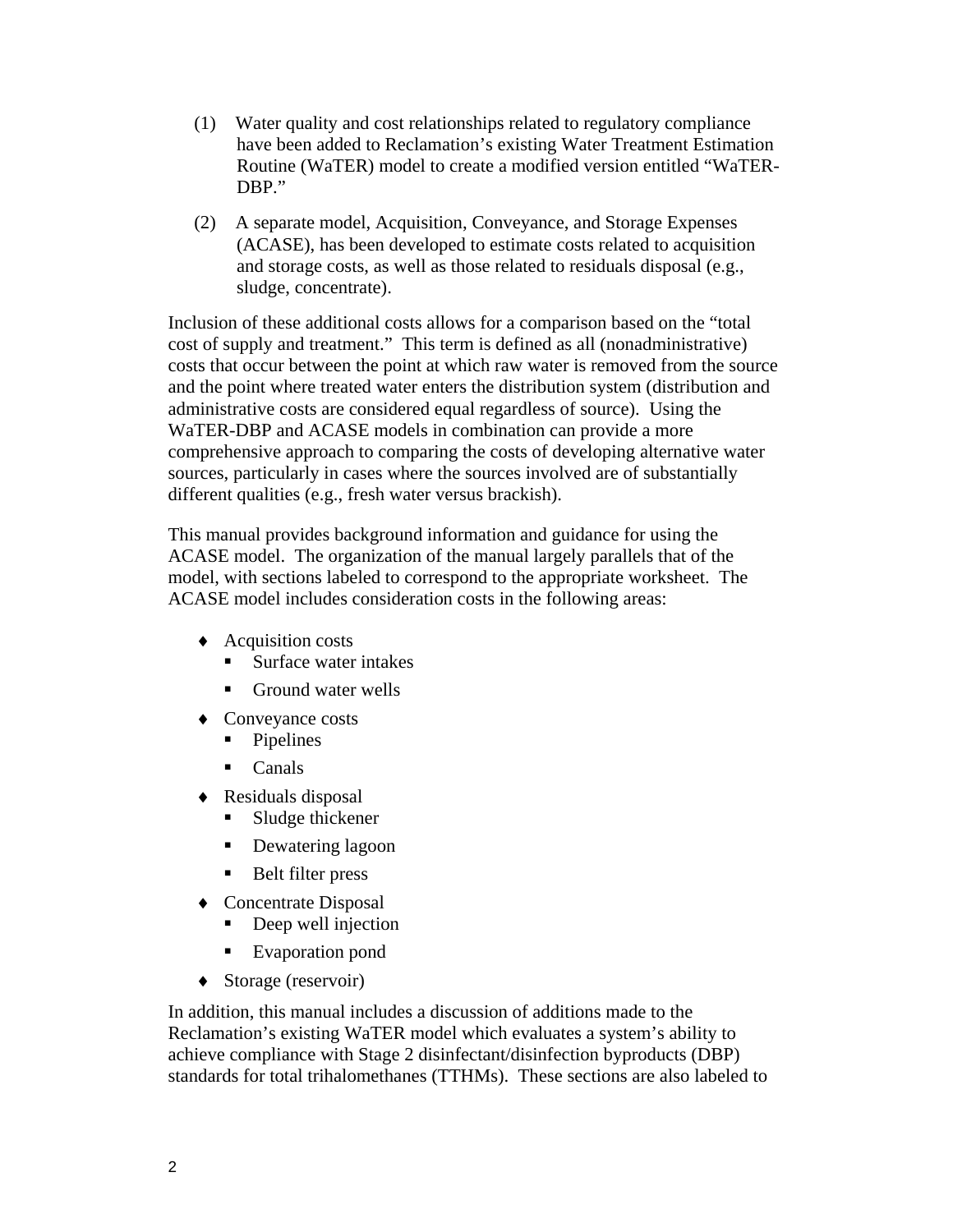(1) Water quality and cost relationships related to regulatory compliance have been added to Reclamation's existing Water Treatment Estimation Routine (WaTER) model to create a modified version entitled "WaTER-DBP."

(2) A separate model, Acquisition, Conveyance, and Storage Expenses (ACASE), has been developed to estimate costs related to acquisition and storage costs, as well as those related to residuals disposal (e.g., sludge, concentrate).

Inclusion of these additional costs allows for a comparison based on the "total cost of supply and treatment." This term is defined as all (nonadministrative) costs that occur between the point at which raw water is removed from the source and the point where treated water enters the distribution system (distribution and administrative costs are considered equal regardless of source). Using the WaTER-DBP and ACASE models in combination can provide a more comprehensive approach to comparing the costs of developing alternative water sources, particularly in cases where the sources involved are of substantially different qualities (e.g., fresh water versus brackish).

This manual provides background information and guidance for using the ACASE model. The organization of the manual largely parallels that of the model, with sections labeled to correspond to the appropriate worksheet. The ACASE model includes consideration costs in the following areas:

- Acquisition costs
  - Surface water intakes
  - Ground water wells
- Conveyance costs
  - Pipelines
  - Canals
- Residuals disposal
  - Sludge thickener
  - Dewatering lagoon
  - Belt filter press
- Concentrate Disposal
  - Deep well injection
  - Evaporation pond
- Storage (reservoir)

In addition, this manual includes a discussion of additions made to the Reclamation's existing WaTER model which evaluates a system's ability to achieve compliance with Stage 2 disinfectant/disinfection byproducts (DBP) standards for total trihalomethanes (TTHMs). These sections are also labeled to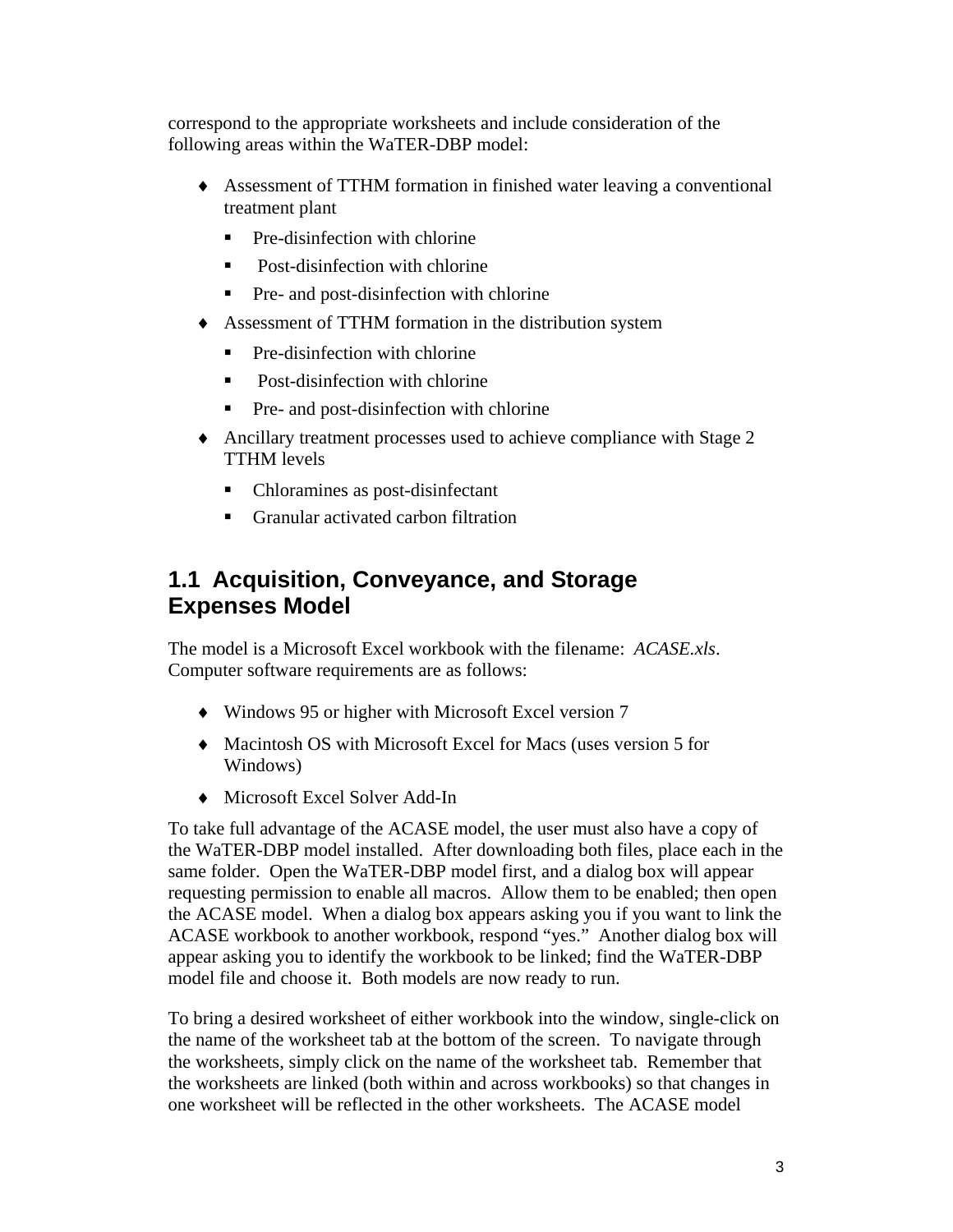correspond to the appropriate worksheets and include consideration of the following areas within the WaTER-DBP model:

- Assessment of TTHM formation in finished water leaving a conventional treatment plant
  - Pre-disinfection with chlorine
  - Post-disinfection with chlorine
  - Pre- and post-disinfection with chlorine
- Assessment of TTHM formation in the distribution system
  - Pre-disinfection with chlorine
  - Post-disinfection with chlorine
  - Pre- and post-disinfection with chlorine
- Ancillary treatment processes used to achieve compliance with Stage 2 TTHM levels
  - Chloramines as post-disinfectant
  - Granular activated carbon filtration

## 1.1 Acquisition, Conveyance, and Storage Expenses Model

The model is a Microsoft Excel workbook with the filename: *ACASE.xls*. Computer software requirements are as follows:

- Windows 95 or higher with Microsoft Excel version 7
- Macintosh OS with Microsoft Excel for Macs (uses version 5 for Windows)
- Microsoft Excel Solver Add-In

To take full advantage of the ACASE model, the user must also have a copy of the WaTER-DBP model installed. After downloading both files, place each in the same folder. Open the WaTER-DBP model first, and a dialog box will appear requesting permission to enable all macros. Allow them to be enabled; then open the ACASE model. When a dialog box appears asking you if you want to link the ACASE workbook to another workbook, respond "yes." Another dialog box will appear asking you to identify the workbook to be linked; find the WaTER-DBP model file and choose it. Both models are now ready to run.

To bring a desired worksheet of either workbook into the window, single-click on the name of the worksheet tab at the bottom of the screen. To navigate through the worksheets, simply click on the name of the worksheet tab. Remember that the worksheets are linked (both within and across workbooks) so that changes in one worksheet will be reflected in the other worksheets. The ACASE model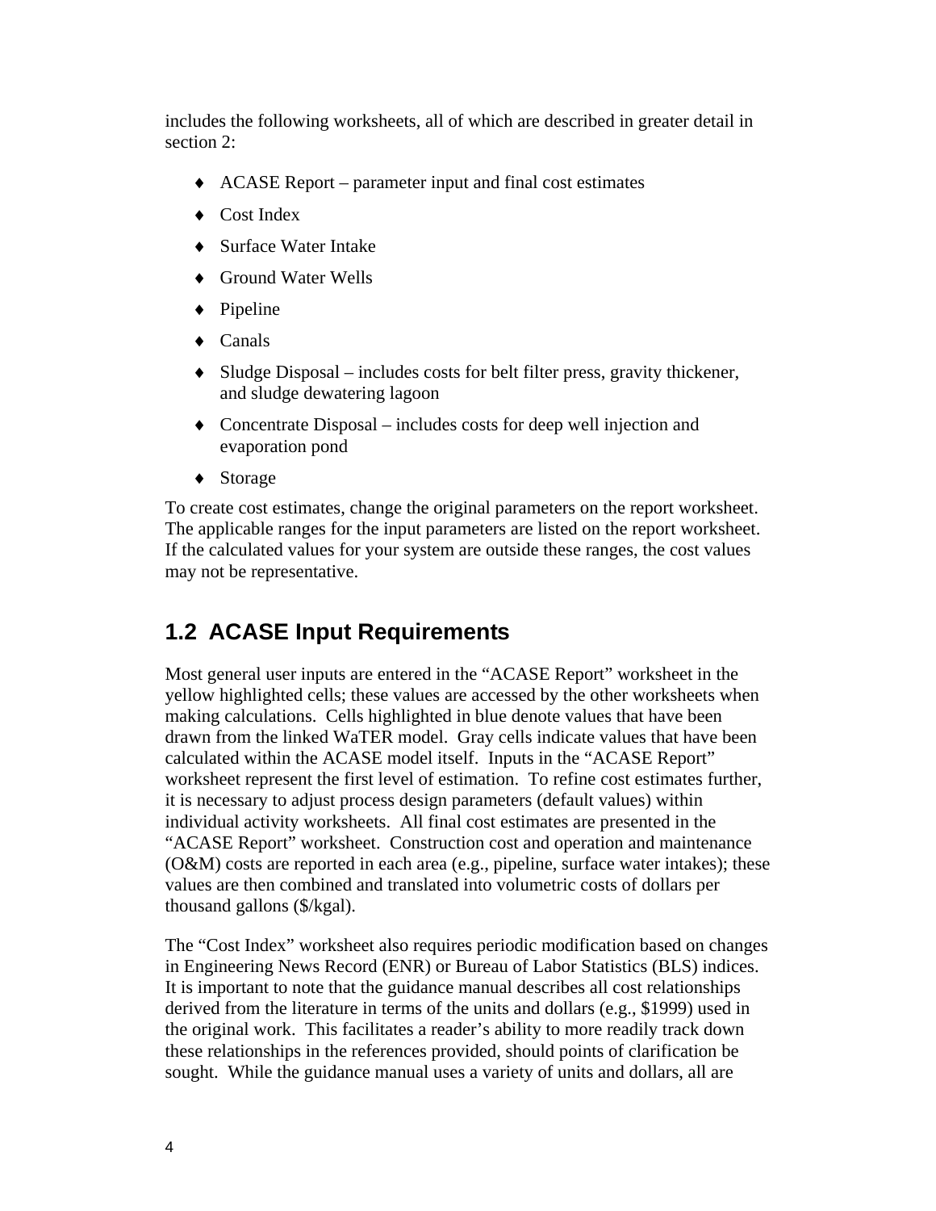includes the following worksheets, all of which are described in greater detail in section 2:

- ACASE Report – parameter input and final cost estimates
- Cost Index
- Surface Water Intake
- Ground Water Wells
- Pipeline
- Canals
- Sludge Disposal – includes costs for belt filter press, gravity thickener, and sludge dewatering lagoon
- Concentrate Disposal – includes costs for deep well injection and evaporation pond
- Storage

To create cost estimates, change the original parameters on the report worksheet. The applicable ranges for the input parameters are listed on the report worksheet. If the calculated values for your system are outside these ranges, the cost values may not be representative.

## 1.2 ACASE Input Requirements

Most general user inputs are entered in the "ACASE Report" worksheet in the yellow highlighted cells; these values are accessed by the other worksheets when making calculations. Cells highlighted in blue denote values that have been drawn from the linked WaTER model. Gray cells indicate values that have been calculated within the ACASE model itself. Inputs in the "ACASE Report" worksheet represent the first level of estimation. To refine cost estimates further, it is necessary to adjust process design parameters (default values) within individual activity worksheets. All final cost estimates are presented in the "ACASE Report" worksheet. Construction cost and operation and maintenance (O&M) costs are reported in each area (e.g., pipeline, surface water intakes); these values are then combined and translated into volumetric costs of dollars per thousand gallons ($/kgal).

The "Cost Index" worksheet also requires periodic modification based on changes in Engineering News Record (ENR) or Bureau of Labor Statistics (BLS) indices. It is important to note that the guidance manual describes all cost relationships derived from the literature in terms of the units and dollars (e.g., $1999) used in the original work. This facilitates a reader's ability to more readily track down these relationships in the references provided, should points of clarification be sought. While the guidance manual uses a variety of units and dollars, all are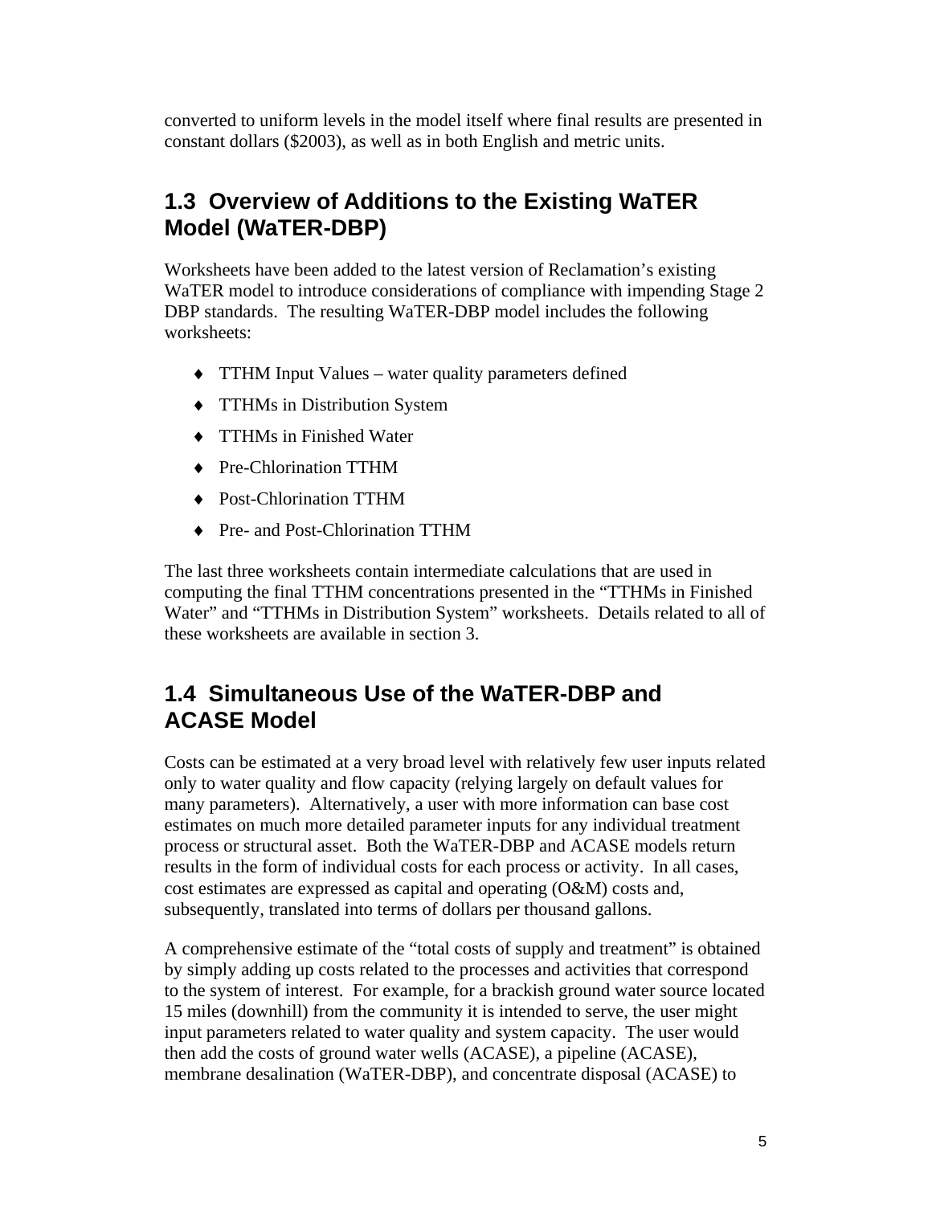converted to uniform levels in the model itself where final results are presented in constant dollars ($2003), as well as in both English and metric units.

## 1.3 Overview of Additions to the Existing WaTER Model (WaTER-DBP)

Worksheets have been added to the latest version of Reclamation's existing WaTER model to introduce considerations of compliance with impending Stage 2 DBP standards. The resulting WaTER-DBP model includes the following worksheets:

- TTHM Input Values – water quality parameters defined
- TTHMs in Distribution System
- TTHMs in Finished Water
- Pre-Chlorination TTHM
- Post-Chlorination TTHM
- Pre- and Post-Chlorination TTHM

The last three worksheets contain intermediate calculations that are used in computing the final TTHM concentrations presented in the "TTHMs in Finished Water" and "TTHMs in Distribution System" worksheets. Details related to all of these worksheets are available in section 3.

## 1.4 Simultaneous Use of the WaTER-DBP and ACASE Model

Costs can be estimated at a very broad level with relatively few user inputs related only to water quality and flow capacity (relying largely on default values for many parameters). Alternatively, a user with more information can base cost estimates on much more detailed parameter inputs for any individual treatment process or structural asset. Both the WaTER-DBP and ACASE models return results in the form of individual costs for each process or activity. In all cases, cost estimates are expressed as capital and operating (O&M) costs and, subsequently, translated into terms of dollars per thousand gallons.

A comprehensive estimate of the "total costs of supply and treatment" is obtained by simply adding up costs related to the processes and activities that correspond to the system of interest. For example, for a brackish ground water source located 15 miles (downhill) from the community it is intended to serve, the user might input parameters related to water quality and system capacity. The user would then add the costs of ground water wells (ACASE), a pipeline (ACASE), membrane desalination (WaTER-DBP), and concentrate disposal (ACASE) to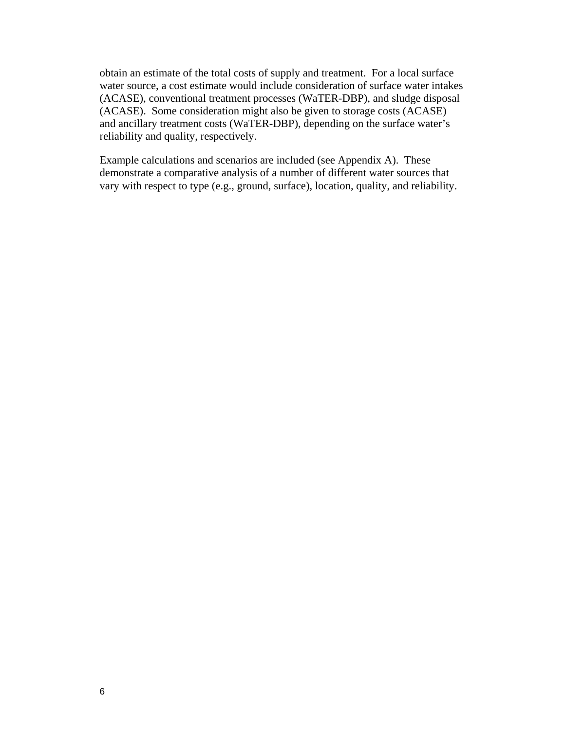obtain an estimate of the total costs of supply and treatment. For a local surface water source, a cost estimate would include consideration of surface water intakes (ACASE), conventional treatment processes (WaTER-DBP), and sludge disposal (ACASE). Some consideration might also be given to storage costs (ACASE) and ancillary treatment costs (WaTER-DBP), depending on the surface water's reliability and quality, respectively.

Example calculations and scenarios are included (see Appendix A). These demonstrate a comparative analysis of a number of different water sources that vary with respect to type (e.g., ground, surface), location, quality, and reliability.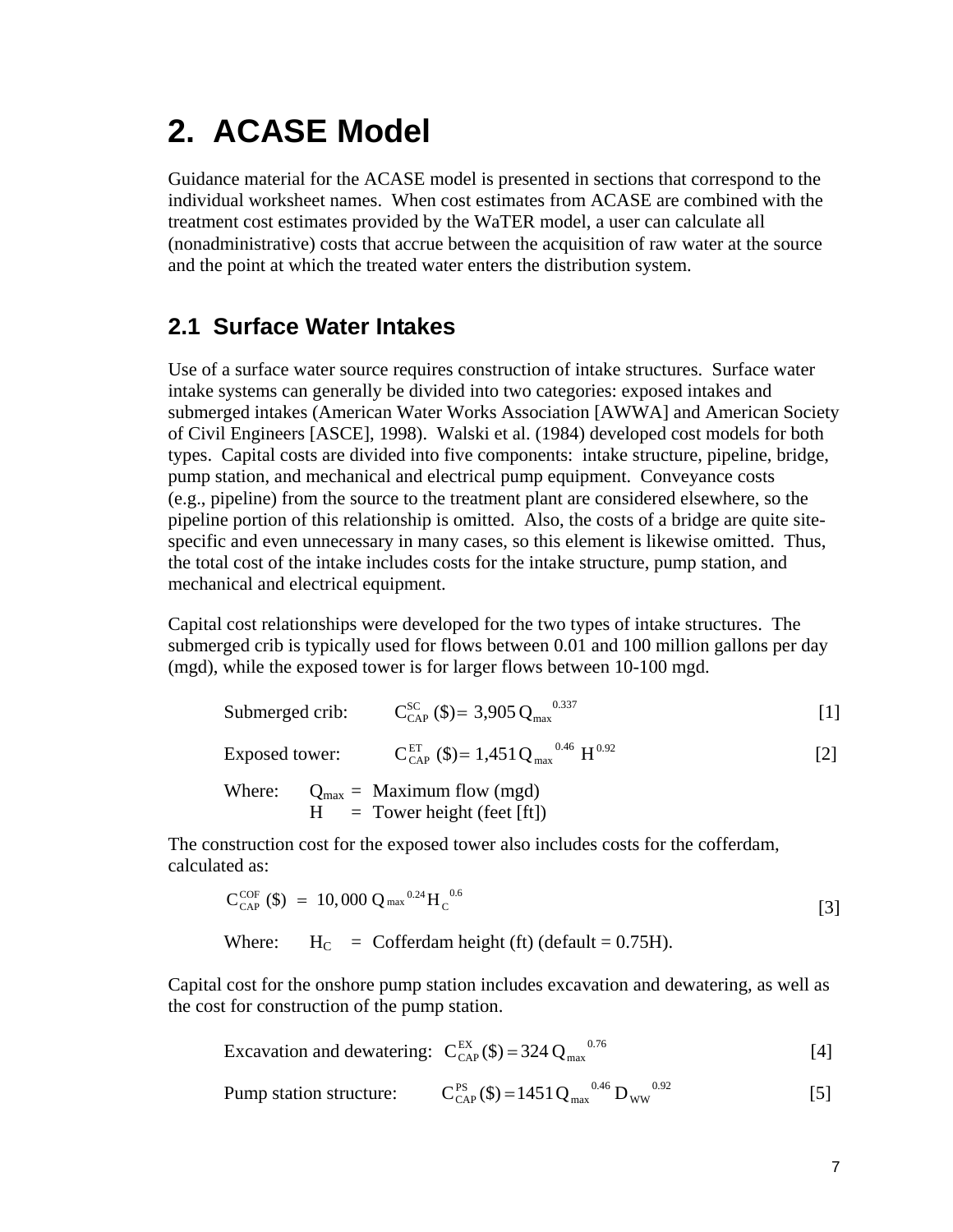# 2. ACASE Model

Guidance material for the ACASE model is presented in sections that correspond to the individual worksheet names. When cost estimates from ACASE are combined with the treatment cost estimates provided by the WaTER model, a user can calculate all (nonadministrative) costs that accrue between the acquisition of raw water at the source and the point at which the treated water enters the distribution system.

## 2.1 Surface Water Intakes

Use of a surface water source requires construction of intake structures. Surface water intake systems can generally be divided into two categories: exposed intakes and submerged intakes (American Water Works Association [AWWA] and American Society of Civil Engineers [ASCE], 1998). Walski et al. (1984) developed cost models for both types. Capital costs are divided into five components: intake structure, pipeline, bridge, pump station, and mechanical and electrical pump equipment. Conveyance costs (e.g., pipeline) from the source to the treatment plant are considered elsewhere, so the pipeline portion of this relationship is omitted. Also, the costs of a bridge are quite site-specific and even unnecessary in many cases, so this element is likewise omitted. Thus, the total cost of the intake includes costs for the intake structure, pump station, and mechanical and electrical equipment.

Capital cost relationships were developed for the two types of intake structures. The submerged crib is typically used for flows between 0.01 and 100 million gallons per day (mgd), while the exposed tower is for larger flows between 10-100 mgd.

Submerged crib:

$$C_{CAP}^{SC}\ (\$) = 3{,}905\, Q_{max}^{\ 0.337} \qquad [1]$$

Exposed tower:

$$C_{CAP}^{ET}\ (\$) = 1{,}451\, Q_{max}^{\ 0.46}\ H^{0.92} \qquad [2]$$

Where: $Q_{max}$ = Maximum flow (mgd)
$H$ = Tower height (feet [ft])

The construction cost for the exposed tower also includes costs for the cofferdam, calculated as:

$$C_{CAP}^{COF}\ (\$) = 10{,}000\ Q_{max}^{\ 0.24} H_C^{\ 0.6} \qquad [3]$$

Where: $H_C$ = Cofferdam height (ft) (default = 0.75H).

Capital cost for the onshore pump station includes excavation and dewatering, as well as the cost for construction of the pump station.

Excavation and dewatering:

$$C_{CAP}^{EX}(\$) = 324\, Q_{max}^{\ 0.76} \qquad [4]$$

Pump station structure:

$$C_{CAP}^{PS}(\$) = 1451\, Q_{max}^{\ 0.46}\, D_{WW}^{\ 0.92} \qquad [5]$$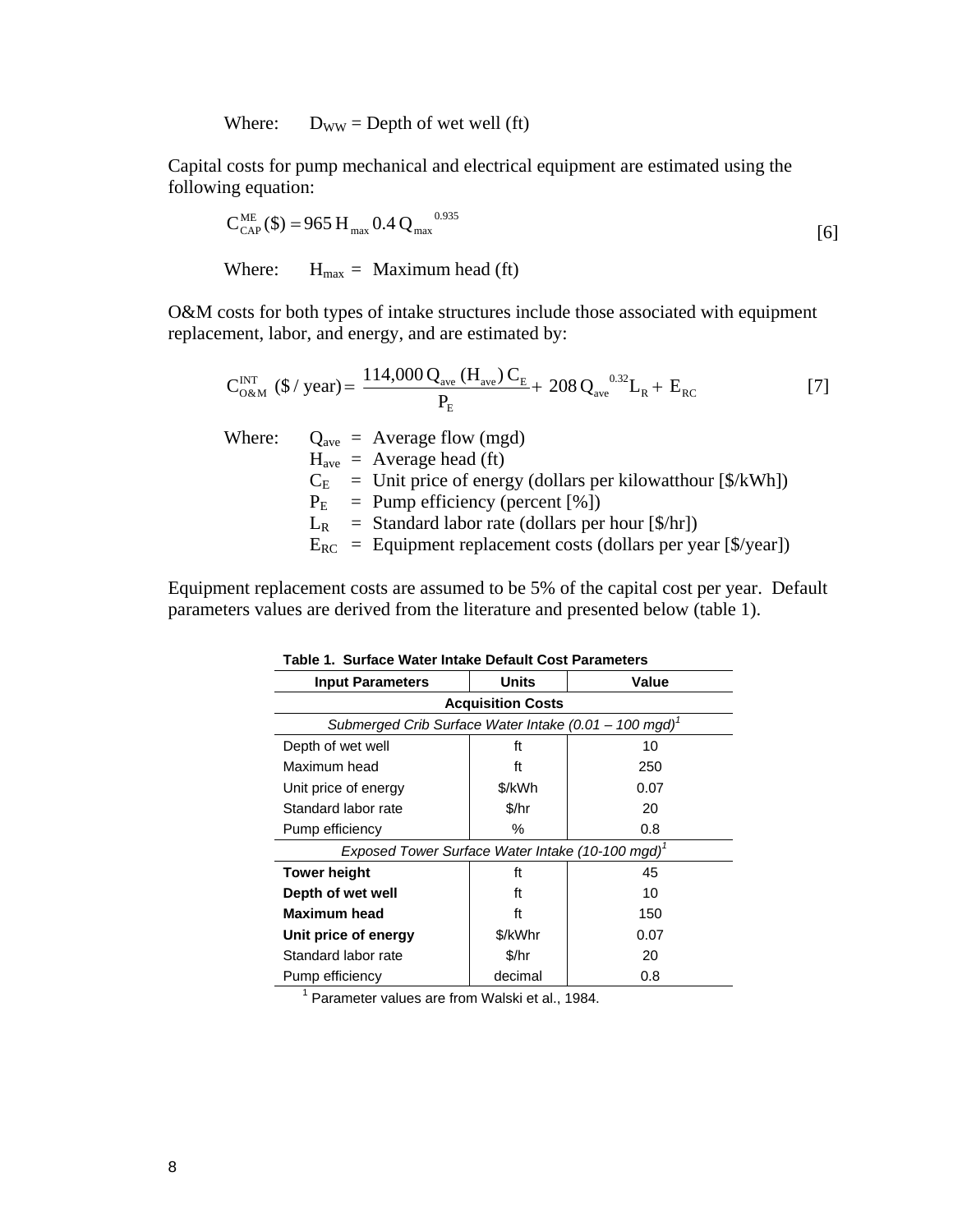Where: $D_{WW}$ = Depth of wet well (ft)

Capital costs for pump mechanical and electrical equipment are estimated using the following equation:

$$C_{CAP}^{ME}(\$) = 965\,H_{max}\,0.4\,Q_{max}^{\;\;0.935} \quad [6]$$

Where: $H_{max}$ = Maximum head (ft)

O&M costs for both types of intake structures include those associated with equipment replacement, labor, and energy, and are estimated by:

$$C_{O\&M}^{INT}\ (\$ / \text{year}) = \frac{114{,}000\,Q_{ave}\,(H_{ave})\,C_E}{P_E} + 208\,Q_{ave}^{\;\;0.32}L_R + E_{RC} \quad [7]$$

Where:
- $Q_{ave}$ = Average flow (mgd)
- $H_{ave}$ = Average head (ft)
- $C_E$ = Unit price of energy (dollars per kilowatthour [$/kWh])
- $P_E$ = Pump efficiency (percent [%])
- $L_R$ = Standard labor rate (dollars per hour [$/hr])
- $E_{RC}$ = Equipment replacement costs (dollars per year [$/year])

Equipment replacement costs are assumed to be 5% of the capital cost per year. Default parameters values are derived from the literature and presented below (table 1).

**Table 1. Surface Water Intake Default Cost Parameters**

| Input Parameters | Units | Value |
|---|---|---|
| **Acquisition Costs** | | |
| *Submerged Crib Surface Water Intake (0.01 – 100 mgd)*[1] | | |
| Depth of wet well | ft | 10 |
| Maximum head | ft | 250 |
| Unit price of energy | $/kWh | 0.07 |
| Standard labor rate | $/hr | 20 |
| Pump efficiency | % | 0.8 |
| *Exposed Tower Surface Water Intake (10-100 mgd)*[1] | | |
| **Tower height** | ft | 45 |
| **Depth of wet well** | ft | 10 |
| **Maximum head** | ft | 150 |
| **Unit price of energy** | $/kWhr | 0.07 |
| Standard labor rate | $/hr | 20 |
| Pump efficiency | decimal | 0.8 |

[1] Parameter values are from Walski et al., 1984.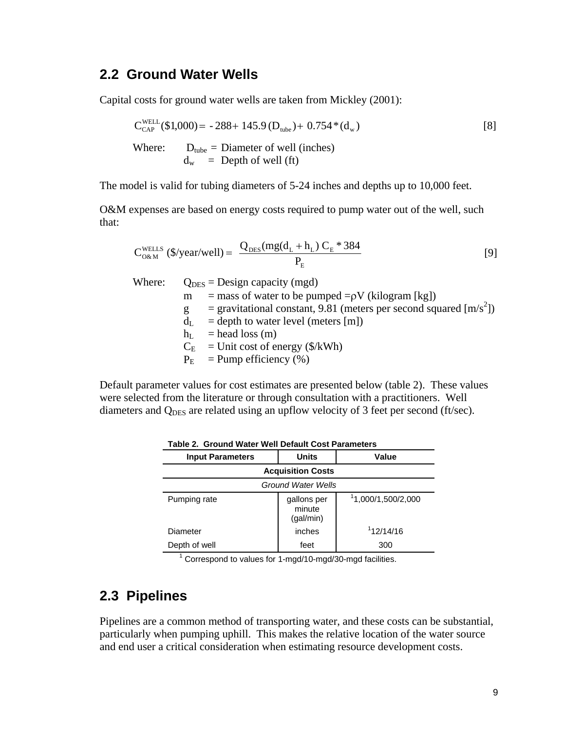## 2.2 Ground Water Wells

Capital costs for ground water wells are taken from Mickley (2001):

$$C_{CAP}^{WELL}(\$1{,}000) = -288 + 145.9\,(D_{tube}) + 0.754 * (d_w) \qquad [8]$$

Where: $D_{tube}$ = Diameter of well (inches)
$d_w$ = Depth of well (ft)

The model is valid for tubing diameters of 5-24 inches and depths up to 10,000 feet.

O&M expenses are based on energy costs required to pump water out of the well, such that:

$$C_{O\&M}^{WELLS}\ (\$/\text{year/well}) = \frac{Q_{DES}(mg(d_L + h_L)\ C_E * 384}{P_E} \qquad [9]$$

Where: $Q_{DES}$ = Design capacity (mgd)
m = mass of water to be pumped $=\rho V$ (kilogram [kg])
g = gravitational constant, 9.81 (meters per second squared [$m/s^2$])
$d_L$ = depth to water level (meters [m])
$h_L$ = head loss (m)
$C_E$ = Unit cost of energy (\$/kWh)
$P_E$ = Pump efficiency (%)

Default parameter values for cost estimates are presented below (table 2). These values were selected from the literature or through consultation with a practitioners. Well diameters and $Q_{DES}$ are related using an upflow velocity of 3 feet per second (ft/sec).

**Table 2. Ground Water Well Default Cost Parameters**

| Input Parameters | Units | Value |
|---|---|---|
| **Acquisition Costs** | | |
| *Ground Water Wells* | | |
| Pumping rate | gallons per minute (gal/min) | [1]1,000/1,500/2,000 |
| Diameter | inches | [1]12/14/16 |
| Depth of well | feet | 300 |

[1] Correspond to values for 1-mgd/10-mgd/30-mgd facilities.

## 2.3 Pipelines

Pipelines are a common method of transporting water, and these costs can be substantial, particularly when pumping uphill. This makes the relative location of the water source and end user a critical consideration when estimating resource development costs.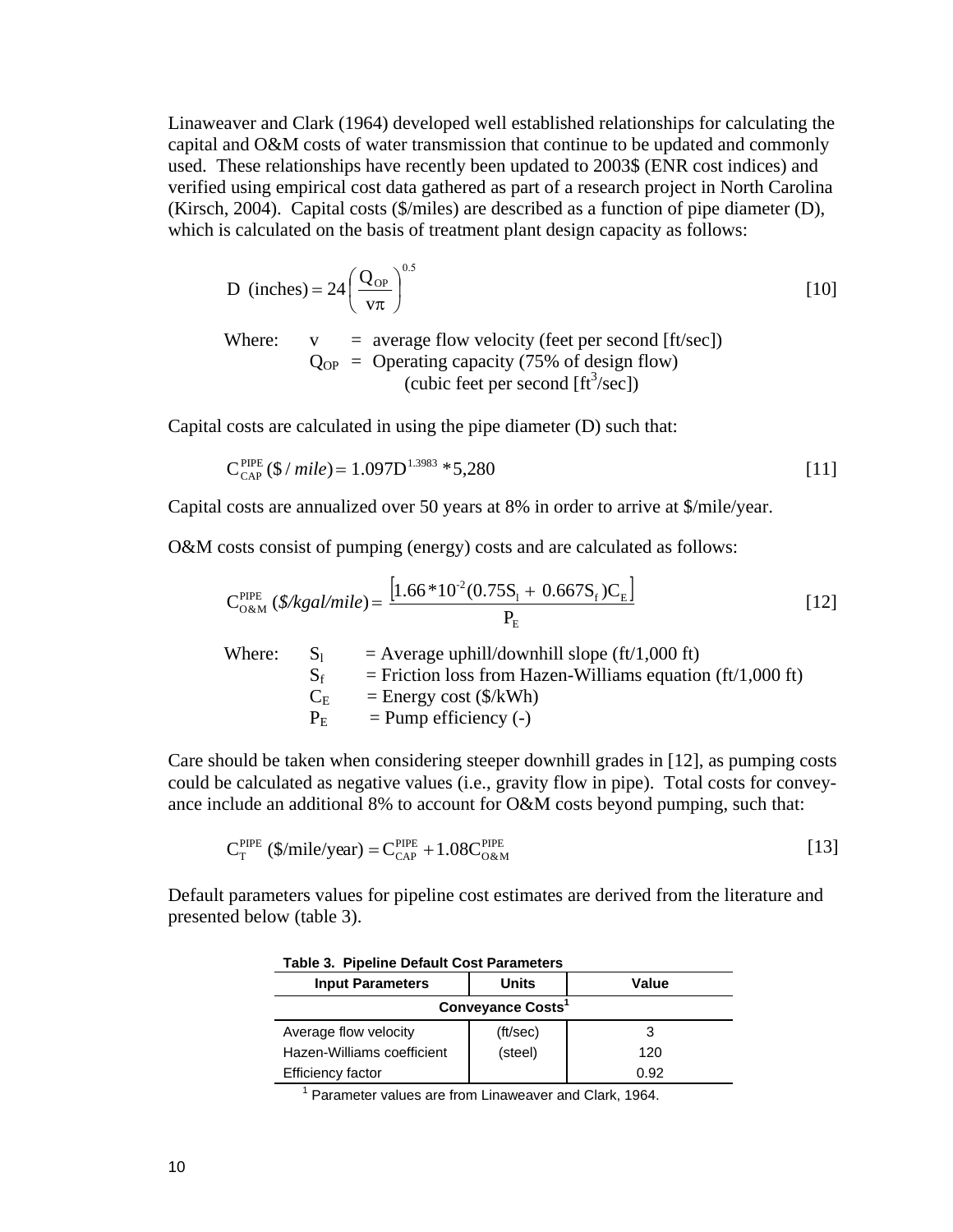Linaweaver and Clark (1964) developed well established relationships for calculating the capital and O&M costs of water transmission that continue to be updated and commonly used. These relationships have recently been updated to 2003$ (ENR cost indices) and verified using empirical cost data gathered as part of a research project in North Carolina (Kirsch, 2004). Capital costs ($/miles) are described as a function of pipe diameter (D), which is calculated on the basis of treatment plant design capacity as follows:

$$D \text{ (inches)} = 24\left(\frac{Q_{OP}}{v\pi}\right)^{0.5} \qquad [10]$$

Where: $v$ = average flow velocity (feet per second [ft/sec])
$Q_{OP}$ = Operating capacity (75% of design flow) (cubic feet per second [$ft^3$/sec])

Capital costs are calculated in using the pipe diameter (D) such that:

$$C_{CAP}^{PIPE} (\$/mile) = 1.097D^{1.3983} * 5{,}280 \qquad [11]$$

Capital costs are annualized over 50 years at 8% in order to arrive at $/mile/year.

O&M costs consist of pumping (energy) costs and are calculated as follows:

$$C_{O\&M}^{PIPE} (\$/kgal/mile) = \frac{\left[1.66*10^{-2}(0.75S_l + 0.667S_f)C_E\right]}{P_E} \qquad [12]$$

Where: $S_l$ = Average uphill/downhill slope (ft/1,000 ft)
$S_f$ = Friction loss from Hazen-Williams equation (ft/1,000 ft)
$C_E$ = Energy cost ($/kWh)
$P_E$ = Pump efficiency (-)

Care should be taken when considering steeper downhill grades in [12], as pumping costs could be calculated as negative values (i.e., gravity flow in pipe). Total costs for conveyance include an additional 8% to account for O&M costs beyond pumping, such that:

$$C_T^{PIPE} (\$/\text{mile/year}) = C_{CAP}^{PIPE} + 1.08C_{O\&M}^{PIPE} \qquad [13]$$

Default parameters values for pipeline cost estimates are derived from the literature and presented below (table 3).

**Table 3. Pipeline Default Cost Parameters**

| Input Parameters | Units | Value |
|---|---|---|
| **Conveyance Costs[1]** | | |
| Average flow velocity | (ft/sec) | 3 |
| Hazen-Williams coefficient | (steel) | 120 |
| Efficiency factor | | 0.92 |

[1] Parameter values are from Linaweaver and Clark, 1964.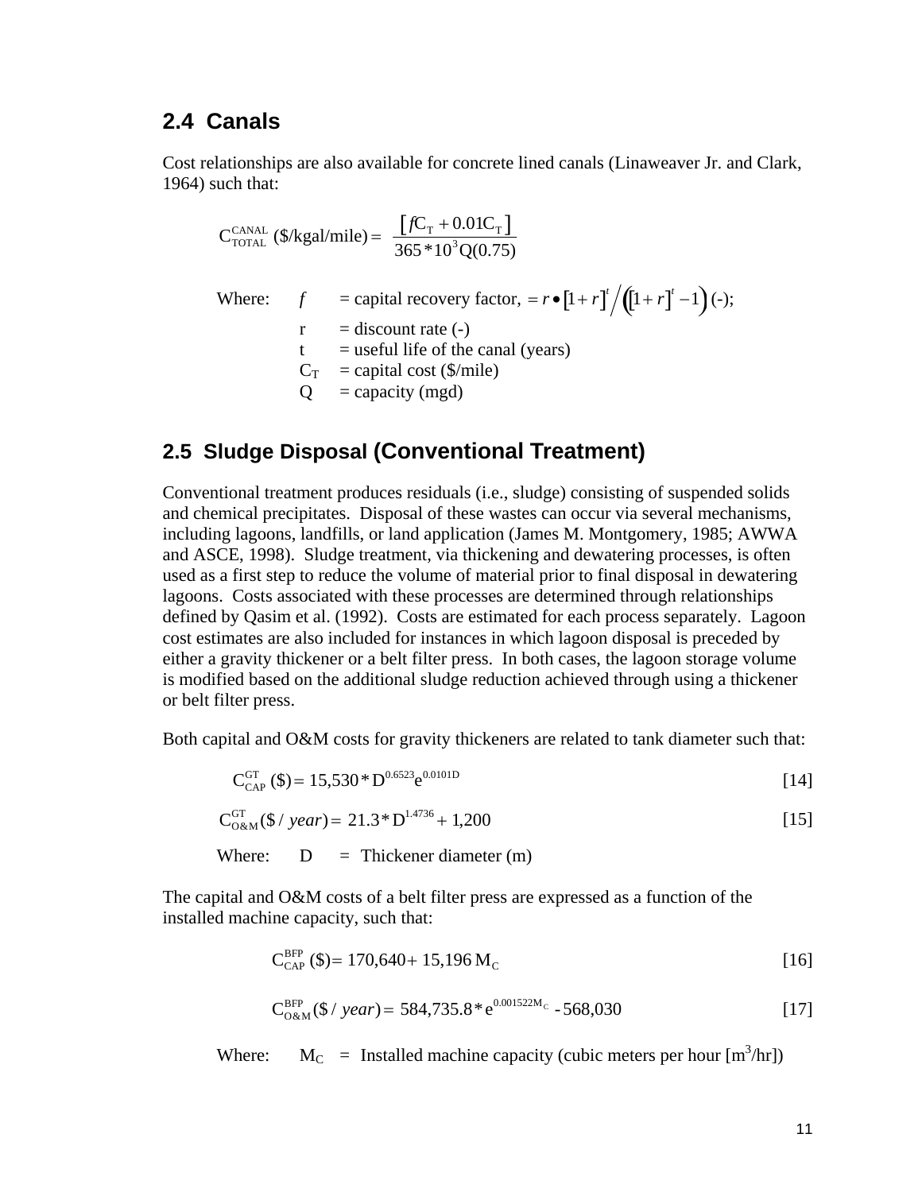## 2.4 Canals

Cost relationships are also available for concrete lined canals (Linaweaver Jr. and Clark, 1964) such that:

$$C_{TOTAL}^{CANAL}\ (\$/\text{kgal/mile}) = \frac{\left[ f C_T + 0.01 C_T \right]}{365 * 10^3 Q(0.75)}$$

Where:
- $f$ = capital recovery factor, $= r \bullet [1+r]^t \Big/ \left( [1+r]^t - 1 \right)$ (-);
- r = discount rate (-)
- t = useful life of the canal (years)
- $C_T$ = capital cost ($/mile)
- Q = capacity (mgd)

## 2.5 Sludge Disposal (Conventional Treatment)

Conventional treatment produces residuals (i.e., sludge) consisting of suspended solids and chemical precipitates. Disposal of these wastes can occur via several mechanisms, including lagoons, landfills, or land application (James M. Montgomery, 1985; AWWA and ASCE, 1998). Sludge treatment, via thickening and dewatering processes, is often used as a first step to reduce the volume of material prior to final disposal in dewatering lagoons. Costs associated with these processes are determined through relationships defined by Qasim et al. (1992). Costs are estimated for each process separately. Lagoon cost estimates are also included for instances in which lagoon disposal is preceded by either a gravity thickener or a belt filter press. In both cases, the lagoon storage volume is modified based on the additional sludge reduction achieved through using a thickener or belt filter press.

Both capital and O&M costs for gravity thickeners are related to tank diameter such that:

$$C_{CAP}^{GT}\ (\$) = 15{,}530 * D^{0.6523} e^{0.0101D} \qquad [14]$$

$$C_{O\&M}^{GT}(\$/year) = 21.3 * D^{1.4736} + 1{,}200 \qquad [15]$$

Where: D = Thickener diameter (m)

The capital and O&M costs of a belt filter press are expressed as a function of the installed machine capacity, such that:

$$C_{CAP}^{BFP}\ (\$) = 170{,}640 + 15{,}196\, M_C \qquad [16]$$

$$C_{O\&M}^{BFP}(\$/year) = 584{,}735.8 * e^{0.001522 M_C} - 568{,}030 \qquad [17]$$

Where: $M_C$ = Installed machine capacity (cubic meters per hour [$m^3$/hr])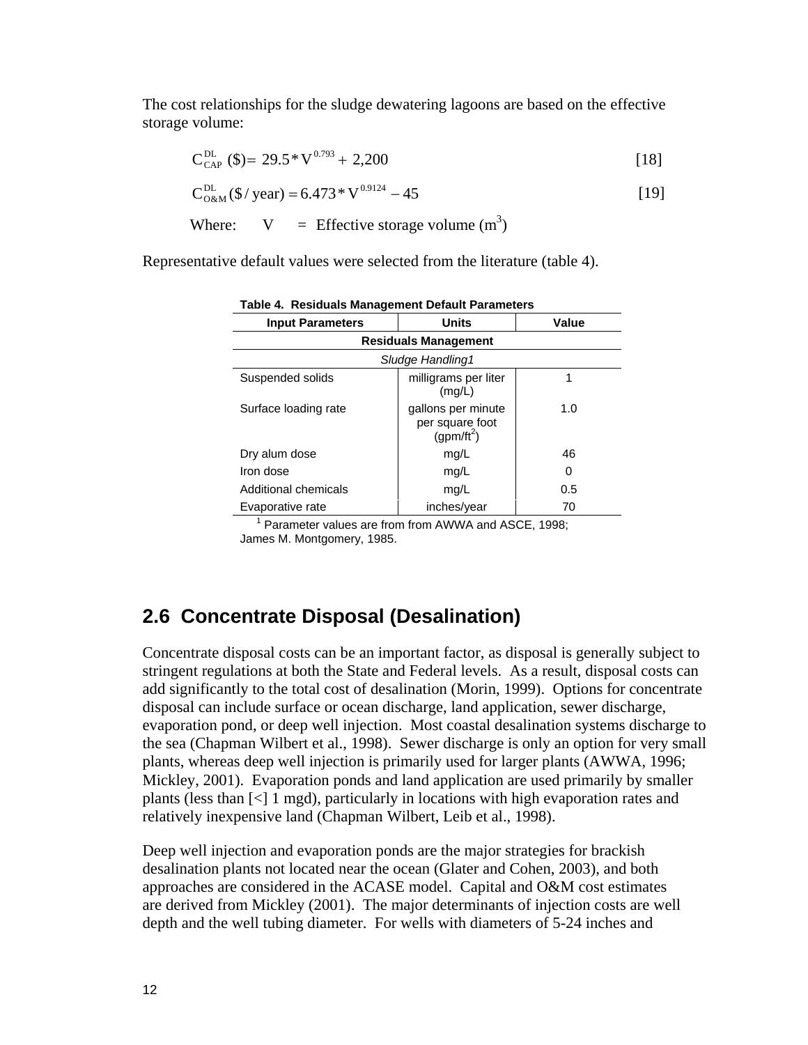The cost relationships for the sludge dewatering lagoons are based on the effective storage volume:

$$C_{CAP}^{DL}\ (\$) = 29.5 * V^{0.793} + 2{,}200 \quad [18]$$

$$C_{O\&M}^{DL}\ (\$/\text{year}) = 6.473 * V^{0.9124} - 45 \quad [19]$$

Where: $V$ = Effective storage volume ($m^3$)

Representative default values were selected from the literature (table 4).

**Table 4. Residuals Management Default Parameters**

| Input Parameters | Units | Value |
|---|---|---|
| **Residuals Management** | | |
| *Sludge Handling1* | | |
| Suspended solids | milligrams per liter (mg/L) | 1 |
| Surface loading rate | gallons per minute per square foot ($gpm/ft^2$) | 1.0 |
| Dry alum dose | mg/L | 46 |
| Iron dose | mg/L | 0 |
| Additional chemicals | mg/L | 0.5 |
| Evaporative rate | inches/year | 70 |

[1] Parameter values are from from AWWA and ASCE, 1998; James M. Montgomery, 1985.

## 2.6 Concentrate Disposal (Desalination)

Concentrate disposal costs can be an important factor, as disposal is generally subject to stringent regulations at both the State and Federal levels. As a result, disposal costs can add significantly to the total cost of desalination (Morin, 1999). Options for concentrate disposal can include surface or ocean discharge, land application, sewer discharge, evaporation pond, or deep well injection. Most coastal desalination systems discharge to the sea (Chapman Wilbert et al., 1998). Sewer discharge is only an option for very small plants, whereas deep well injection is primarily used for larger plants (AWWA, 1996; Mickley, 2001). Evaporation ponds and land application are used primarily by smaller plants (less than [<] 1 mgd), particularly in locations with high evaporation rates and relatively inexpensive land (Chapman Wilbert, Leib et al., 1998).

Deep well injection and evaporation ponds are the major strategies for brackish desalination plants not located near the ocean (Glater and Cohen, 2003), and both approaches are considered in the ACASE model. Capital and O&M cost estimates are derived from Mickley (2001). The major determinants of injection costs are well depth and the well tubing diameter. For wells with diameters of 5-24 inches and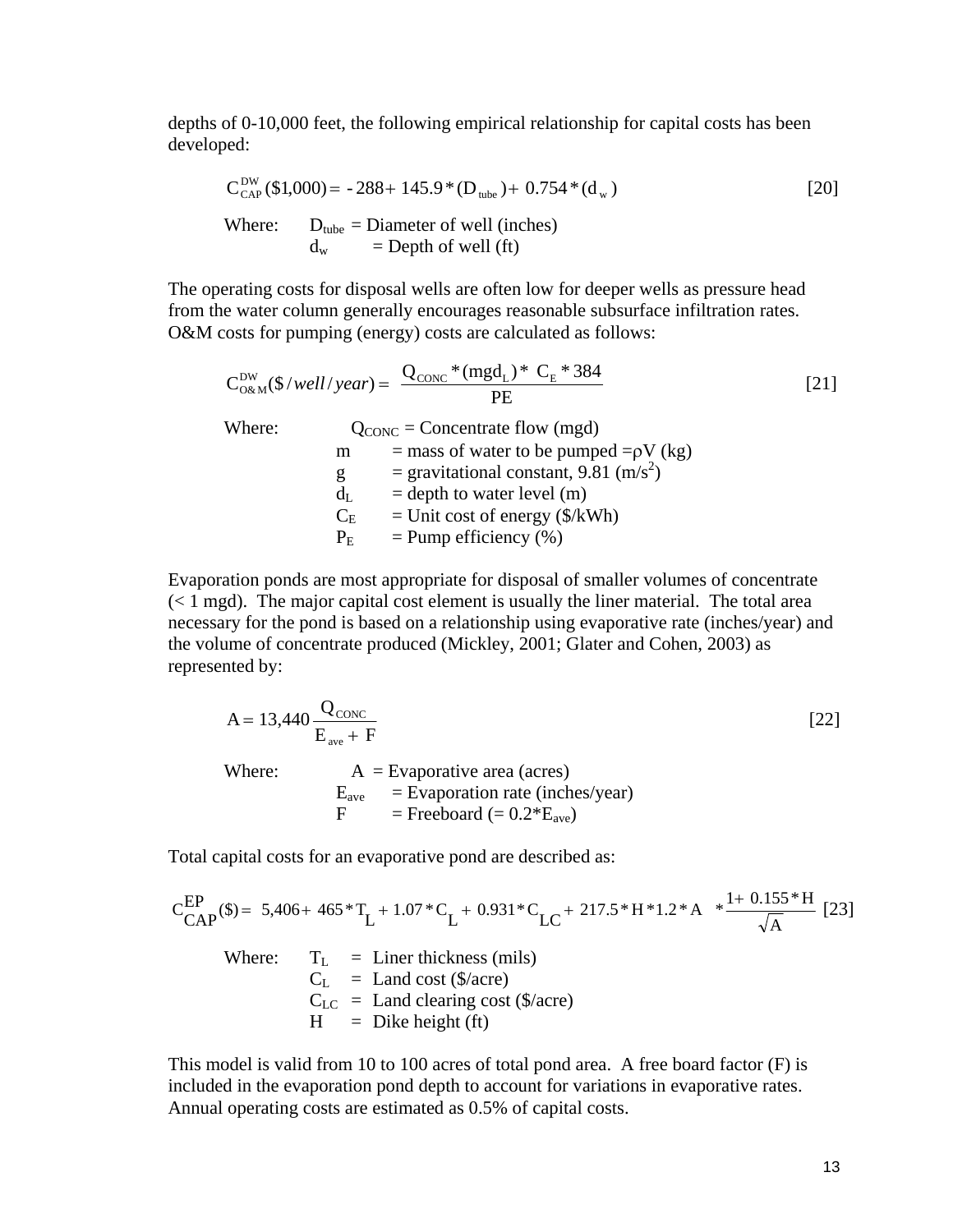depths of 0-10,000 feet, the following empirical relationship for capital costs has been developed:

$$C_{CAP}^{DW}(\$1{,}000) = -288 + 145.9 * (D_{tube}) + 0.754 * (d_w) \quad [20]$$

Where: $D_{tube}$ = Diameter of well (inches)
$d_w$ = Depth of well (ft)

The operating costs for disposal wells are often low for deeper wells as pressure head from the water column generally encourages reasonable subsurface infiltration rates. O&M costs for pumping (energy) costs are calculated as follows:

$$C_{O\&M}^{DW}(\$/well/year) = \frac{Q_{CONC} * (mgd_L) * C_E * 384}{PE} \quad [21]$$

Where: $Q_{CONC}$ = Concentrate flow (mgd)
m = mass of water to be pumped $= \rho V$ (kg)
g = gravitational constant, 9.81 ($m/s^2$)
$d_L$ = depth to water level (m)
$C_E$ = Unit cost of energy ($/kWh)
$P_E$ = Pump efficiency (%)

Evaporation ponds are most appropriate for disposal of smaller volumes of concentrate (< 1 mgd). The major capital cost element is usually the liner material. The total area necessary for the pond is based on a relationship using evaporative rate (inches/year) and the volume of concentrate produced (Mickley, 2001; Glater and Cohen, 2003) as represented by:

$$A = 13{,}440 \frac{Q_{CONC}}{E_{ave} + F} \quad [22]$$

Where: A = Evaporative area (acres)
$E_{ave}$ = Evaporation rate (inches/year)
F = Freeboard (= $0.2 * E_{ave}$)

Total capital costs for an evaporative pond are described as:

$$C_{CAP}^{EP}(\$) = 5{,}406 + 465 * T_L + 1.07 * C_L + 0.931 * C_{LC} + 217.5 * H * 1.2 * A \; * \frac{1 + 0.155 * H}{\sqrt{A}} \quad [23]$$

Where: $T_L$ = Liner thickness (mils)
$C_L$ = Land cost ($/acre)
$C_{LC}$ = Land clearing cost ($/acre)
H = Dike height (ft)

This model is valid from 10 to 100 acres of total pond area. A free board factor (F) is included in the evaporation pond depth to account for variations in evaporative rates. Annual operating costs are estimated as 0.5% of capital costs.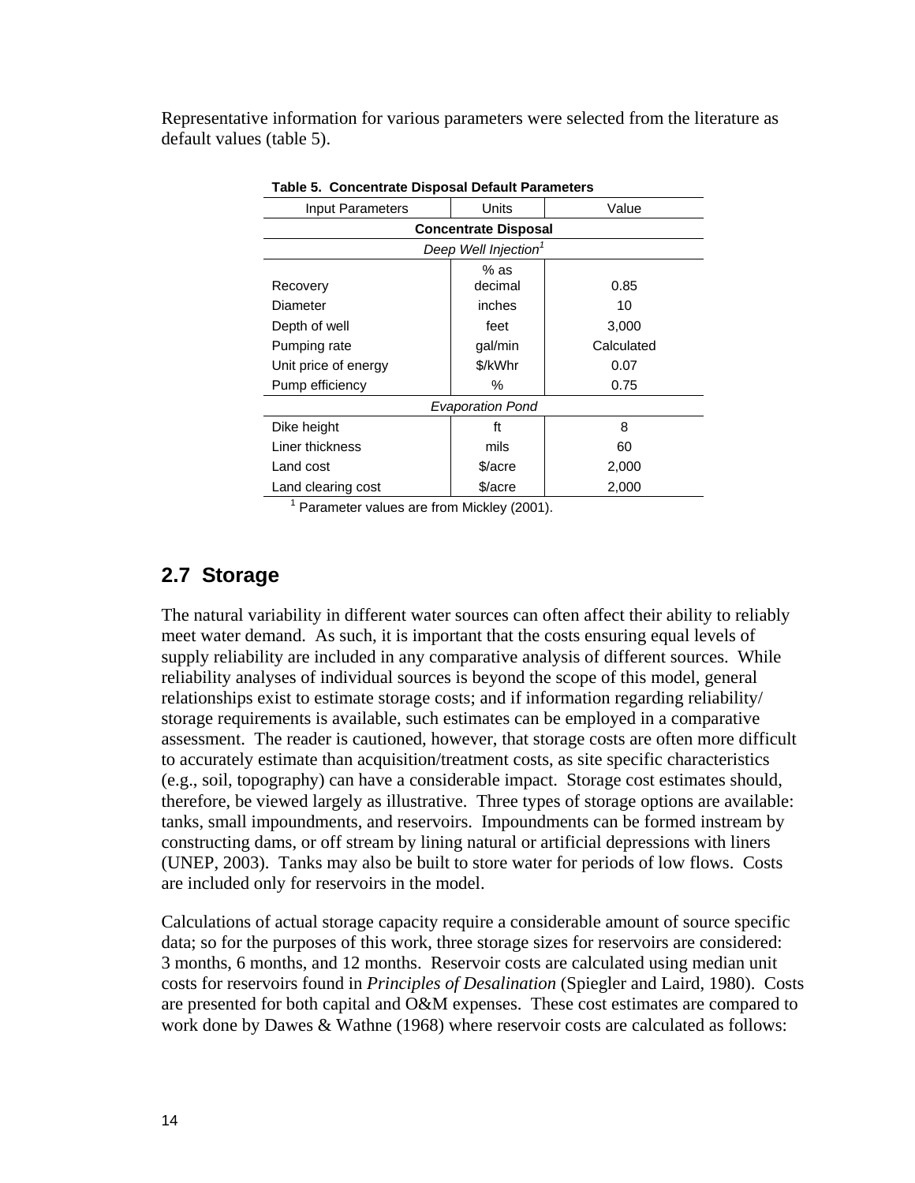Representative information for various parameters were selected from the literature as default values (table 5).

**Table 5. Concentrate Disposal Default Parameters**

| Input Parameters | Units | Value |
|---|---|---|
| **Concentrate Disposal** | | |
| *Deep Well Injection*[1] | | |
| Recovery | % as decimal | 0.85 |
| Diameter | inches | 10 |
| Depth of well | feet | 3,000 |
| Pumping rate | gal/min | Calculated |
| Unit price of energy | $/kWhr | 0.07 |
| Pump efficiency | % | 0.75 |
| *Evaporation Pond* | | |
| Dike height | ft | 8 |
| Liner thickness | mils | 60 |
| Land cost | $/acre | 2,000 |
| Land clearing cost | $/acre | 2,000 |

[1] Parameter values are from Mickley (2001).

## 2.7 Storage

The natural variability in different water sources can often affect their ability to reliably meet water demand. As such, it is important that the costs ensuring equal levels of supply reliability are included in any comparative analysis of different sources. While reliability analyses of individual sources is beyond the scope of this model, general relationships exist to estimate storage costs; and if information regarding reliability/ storage requirements is available, such estimates can be employed in a comparative assessment. The reader is cautioned, however, that storage costs are often more difficult to accurately estimate than acquisition/treatment costs, as site specific characteristics (e.g., soil, topography) can have a considerable impact. Storage cost estimates should, therefore, be viewed largely as illustrative. Three types of storage options are available: tanks, small impoundments, and reservoirs. Impoundments can be formed instream by constructing dams, or off stream by lining natural or artificial depressions with liners (UNEP, 2003). Tanks may also be built to store water for periods of low flows. Costs are included only for reservoirs in the model.

Calculations of actual storage capacity require a considerable amount of source specific data; so for the purposes of this work, three storage sizes for reservoirs are considered: 3 months, 6 months, and 12 months. Reservoir costs are calculated using median unit costs for reservoirs found in *Principles of Desalination* (Spiegler and Laird, 1980). Costs are presented for both capital and O&M expenses. These cost estimates are compared to work done by Dawes & Wathne (1968) where reservoir costs are calculated as follows: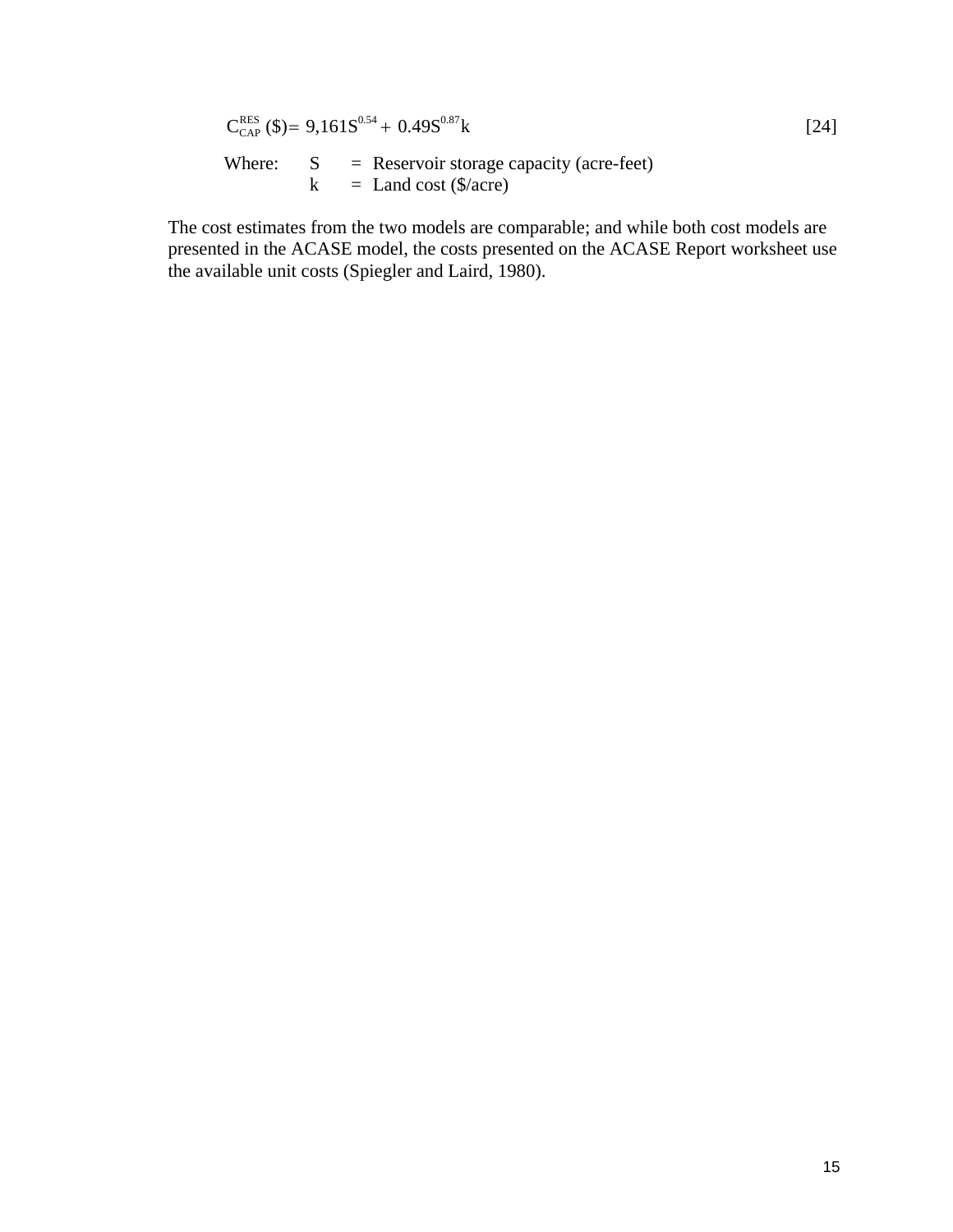$$C_{CAP}^{RES}(\$) = 9{,}161S^{0.54} + 0.49S^{0.87}k \qquad [24]$$

Where:

- $S$ = Reservoir storage capacity (acre-feet)
- $k$ = Land cost ($/acre)

The cost estimates from the two models are comparable; and while both cost models are presented in the ACASE model, the costs presented on the ACASE Report worksheet use the available unit costs (Spiegler and Laird, 1980).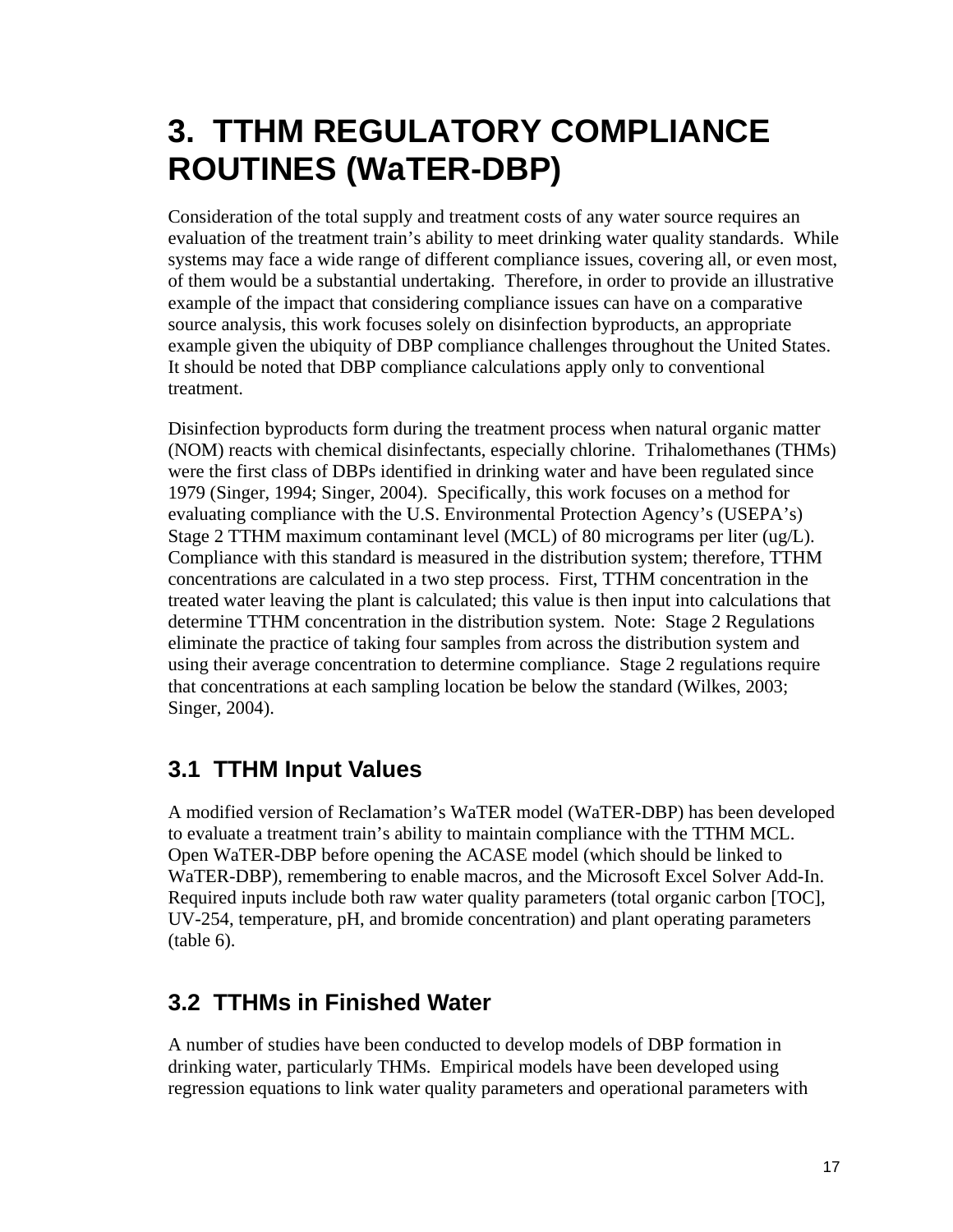# 3. TTHM REGULATORY COMPLIANCE ROUTINES (WaTER-DBP)

Consideration of the total supply and treatment costs of any water source requires an evaluation of the treatment train's ability to meet drinking water quality standards. While systems may face a wide range of different compliance issues, covering all, or even most, of them would be a substantial undertaking. Therefore, in order to provide an illustrative example of the impact that considering compliance issues can have on a comparative source analysis, this work focuses solely on disinfection byproducts, an appropriate example given the ubiquity of DBP compliance challenges throughout the United States. It should be noted that DBP compliance calculations apply only to conventional treatment.

Disinfection byproducts form during the treatment process when natural organic matter (NOM) reacts with chemical disinfectants, especially chlorine. Trihalomethanes (THMs) were the first class of DBPs identified in drinking water and have been regulated since 1979 (Singer, 1994; Singer, 2004). Specifically, this work focuses on a method for evaluating compliance with the U.S. Environmental Protection Agency's (USEPA's) Stage 2 TTHM maximum contaminant level (MCL) of 80 micrograms per liter (ug/L). Compliance with this standard is measured in the distribution system; therefore, TTHM concentrations are calculated in a two step process. First, TTHM concentration in the treated water leaving the plant is calculated; this value is then input into calculations that determine TTHM concentration in the distribution system. Note: Stage 2 Regulations eliminate the practice of taking four samples from across the distribution system and using their average concentration to determine compliance. Stage 2 regulations require that concentrations at each sampling location be below the standard (Wilkes, 2003; Singer, 2004).

## 3.1 TTHM Input Values

A modified version of Reclamation's WaTER model (WaTER-DBP) has been developed to evaluate a treatment train's ability to maintain compliance with the TTHM MCL. Open WaTER-DBP before opening the ACASE model (which should be linked to WaTER-DBP), remembering to enable macros, and the Microsoft Excel Solver Add-In. Required inputs include both raw water quality parameters (total organic carbon [TOC], UV-254, temperature, pH, and bromide concentration) and plant operating parameters (table 6).

## 3.2 TTHMs in Finished Water

A number of studies have been conducted to develop models of DBP formation in drinking water, particularly THMs. Empirical models have been developed using regression equations to link water quality parameters and operational parameters with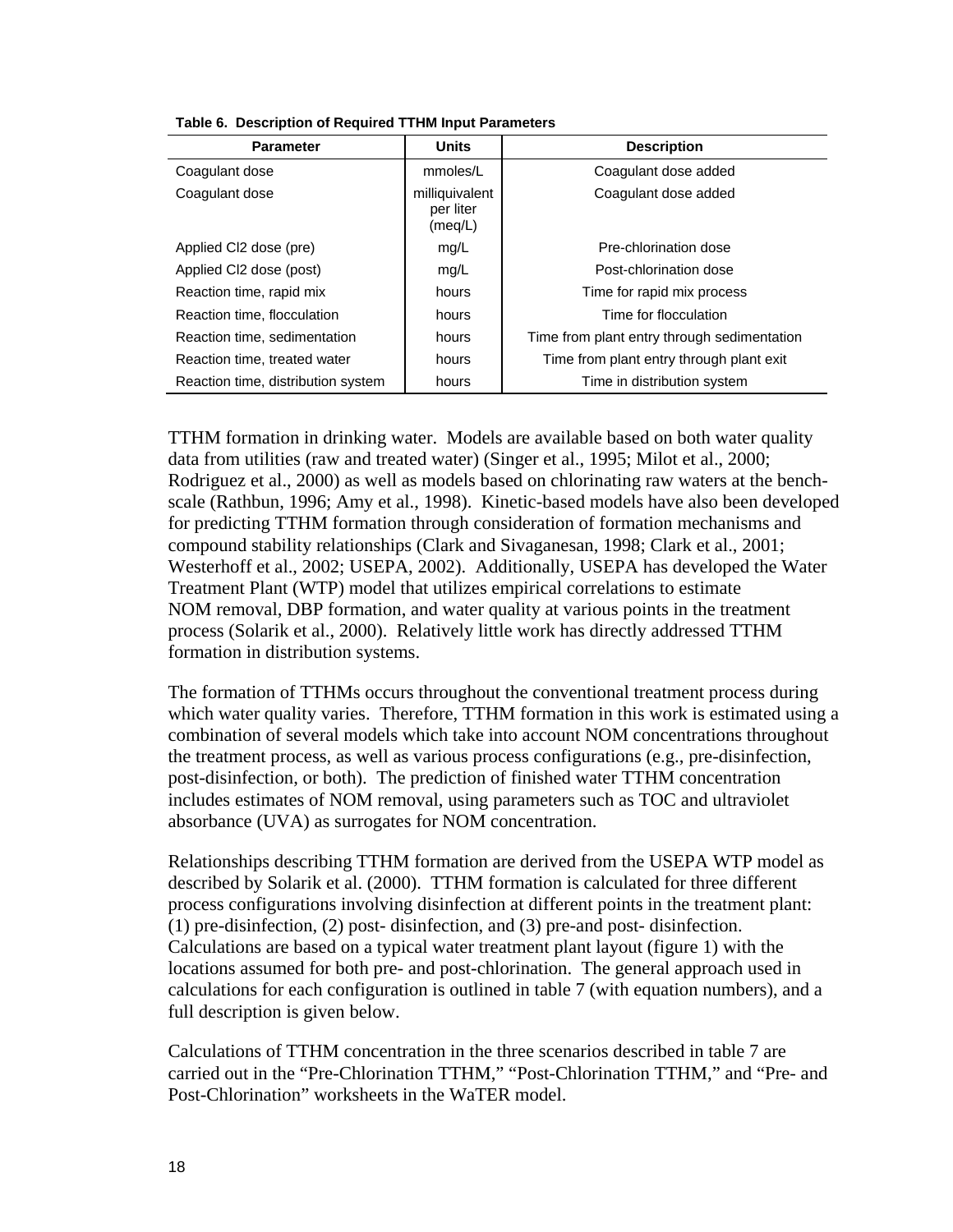**Table 6. Description of Required TTHM Input Parameters**

| Parameter | Units | Description |
|---|---|---|
| Coagulant dose | mmoles/L | Coagulant dose added |
| Coagulant dose | milliquivalent per liter (meq/L) | Coagulant dose added |
| Applied Cl2 dose (pre) | mg/L | Pre-chlorination dose |
| Applied Cl2 dose (post) | mg/L | Post-chlorination dose |
| Reaction time, rapid mix | hours | Time for rapid mix process |
| Reaction time, flocculation | hours | Time for flocculation |
| Reaction time, sedimentation | hours | Time from plant entry through sedimentation |
| Reaction time, treated water | hours | Time from plant entry through plant exit |
| Reaction time, distribution system | hours | Time in distribution system |

TTHM formation in drinking water. Models are available based on both water quality data from utilities (raw and treated water) (Singer et al., 1995; Milot et al., 2000; Rodriguez et al., 2000) as well as models based on chlorinating raw waters at the bench-scale (Rathbun, 1996; Amy et al., 1998). Kinetic-based models have also been developed for predicting TTHM formation through consideration of formation mechanisms and compound stability relationships (Clark and Sivaganesan, 1998; Clark et al., 2001; Westerhoff et al., 2002; USEPA, 2002). Additionally, USEPA has developed the Water Treatment Plant (WTP) model that utilizes empirical correlations to estimate NOM removal, DBP formation, and water quality at various points in the treatment process (Solarik et al., 2000). Relatively little work has directly addressed TTHM formation in distribution systems.

The formation of TTHMs occurs throughout the conventional treatment process during which water quality varies. Therefore, TTHM formation in this work is estimated using a combination of several models which take into account NOM concentrations throughout the treatment process, as well as various process configurations (e.g., pre-disinfection, post-disinfection, or both). The prediction of finished water TTHM concentration includes estimates of NOM removal, using parameters such as TOC and ultraviolet absorbance (UVA) as surrogates for NOM concentration.

Relationships describing TTHM formation are derived from the USEPA WTP model as described by Solarik et al. (2000). TTHM formation is calculated for three different process configurations involving disinfection at different points in the treatment plant: (1) pre-disinfection, (2) post- disinfection, and (3) pre-and post- disinfection. Calculations are based on a typical water treatment plant layout (figure 1) with the locations assumed for both pre- and post-chlorination. The general approach used in calculations for each configuration is outlined in table 7 (with equation numbers), and a full description is given below.

Calculations of TTHM concentration in the three scenarios described in table 7 are carried out in the "Pre-Chlorination TTHM," "Post-Chlorination TTHM," and "Pre- and Post-Chlorination" worksheets in the WaTER model.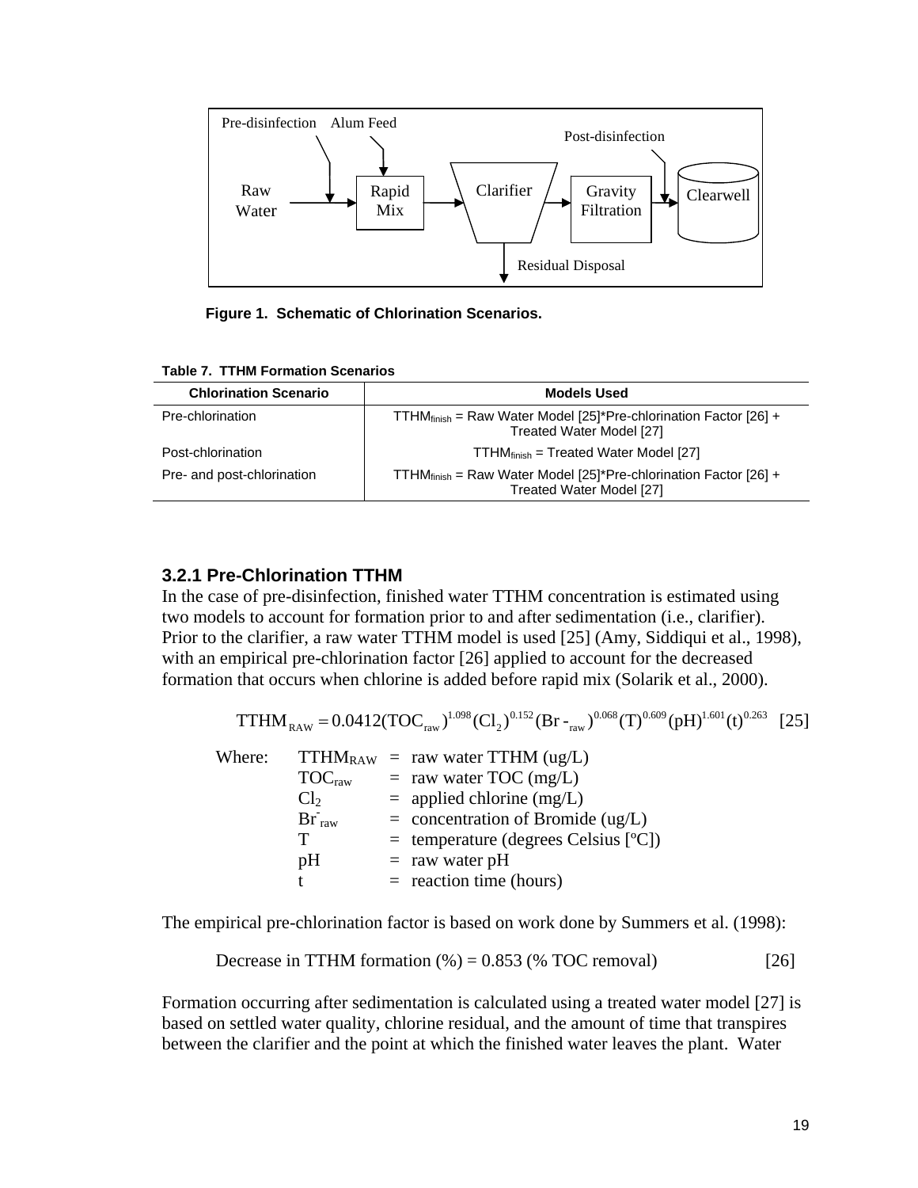Figure 1. Schematic of Chlorination Scenarios.

**Table 7. TTHM Formation Scenarios**

| Chlorination Scenario | Models Used |
|---|---|
| Pre-chlorination | $TTHM_{finish}$ = Raw Water Model [25]*Pre-chlorination Factor [26] + Treated Water Model [27] |
| Post-chlorination | $TTHM_{finish}$ = Treated Water Model [27] |
| Pre- and post-chlorination | $TTHM_{finish}$ = Raw Water Model [25]*Pre-chlorination Factor [26] + Treated Water Model [27] |

### 3.2.1 Pre-Chlorination TTHM

In the case of pre-disinfection, finished water TTHM concentration is estimated using two models to account for formation prior to and after sedimentation (i.e., clarifier). Prior to the clarifier, a raw water TTHM model is used [25] (Amy, Siddiqui et al., 1998), with an empirical pre-chlorination factor [26] applied to account for the decreased formation that occurs when chlorine is added before rapid mix (Solarik et al., 2000).

$$TTHM_{RAW} = 0.0412(TOC_{raw})^{1.098}(Cl_2)^{0.152}(Br^-_{raw})^{0.068}(T)^{0.609}(pH)^{1.601}(t)^{0.263} \quad [25]$$

Where:

- $TTHM_{RAW}$ = raw water TTHM (ug/L)
- $TOC_{raw}$ = raw water TOC (mg/L)
- $Cl_2$ = applied chlorine (mg/L)
- $Br^-_{raw}$ = concentration of Bromide (ug/L)
- T = temperature (degrees Celsius [ºC])
- pH = raw water pH
- t = reaction time (hours)

The empirical pre-chlorination factor is based on work done by Summers et al. (1998):

$$\text{Decrease in TTHM formation (\%)} = 0.853 \text{ (\% TOC removal)} \quad [26]$$

Formation occurring after sedimentation is calculated using a treated water model [27] is based on settled water quality, chlorine residual, and the amount of time that transpires between the clarifier and the point at which the finished water leaves the plant. Water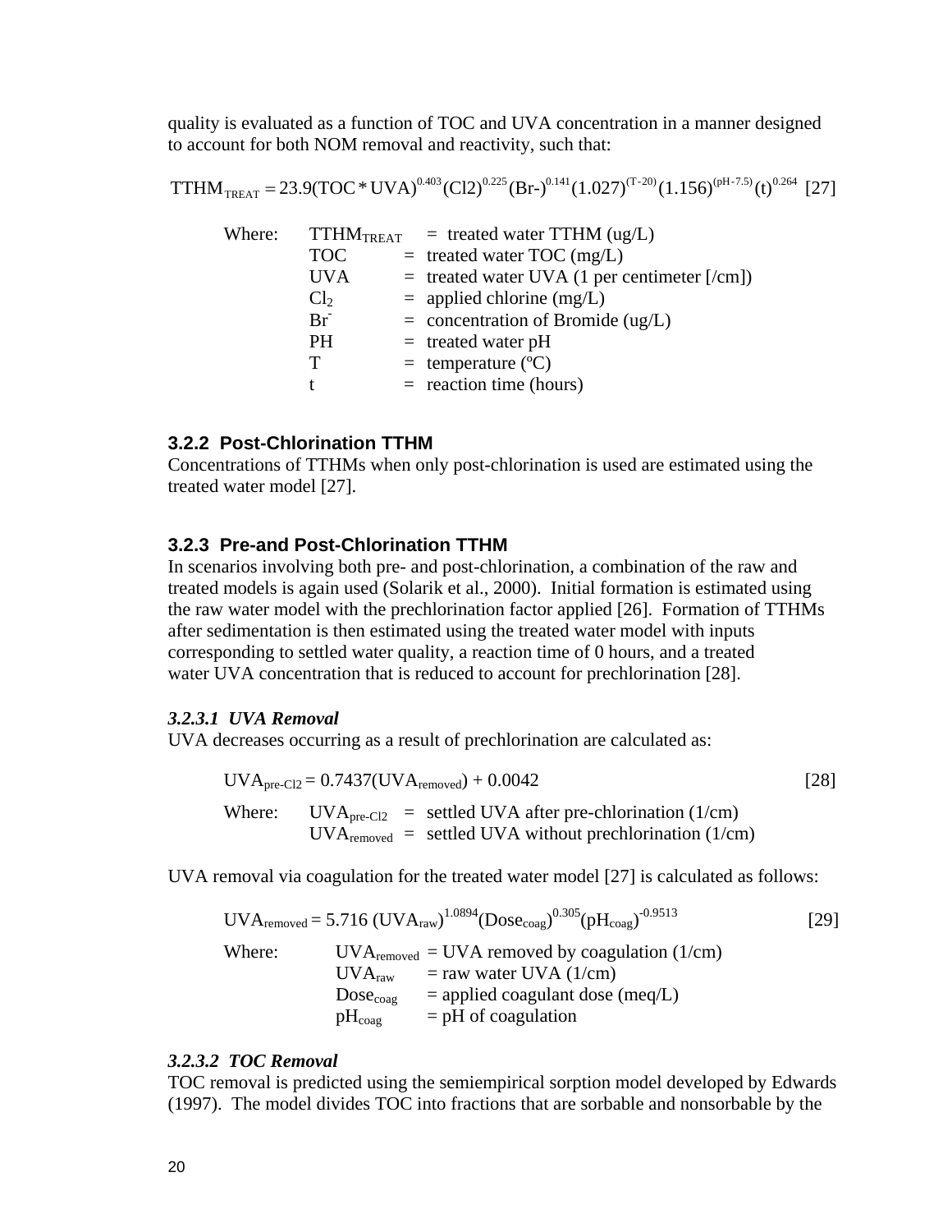quality is evaluated as a function of TOC and UVA concentration in a manner designed to account for both NOM removal and reactivity, such that:

$$TTHM_{TREAT} = 23.9(TOC * UVA)^{0.403}(Cl2)^{0.225}(Br\text{-})^{0.141}(1.027)^{(T-20)}(1.156)^{(pH-7.5)}(t)^{0.264} \quad [27]$$

Where:
- $TTHM_{TREAT}$ = treated water TTHM (ug/L)
- TOC = treated water TOC (mg/L)
- UVA = treated water UVA (1 per centimeter [/cm])
- $Cl_2$ = applied chlorine (mg/L)
- $Br^-$ = concentration of Bromide (ug/L)
- PH = treated water pH
- T = temperature (ºC)
- t = reaction time (hours)

### 3.2.2 Post-Chlorination TTHM

Concentrations of TTHMs when only post-chlorination is used are estimated using the treated water model [27].

### 3.2.3 Pre-and Post-Chlorination TTHM

In scenarios involving both pre- and post-chlorination, a combination of the raw and treated models is again used (Solarik et al., 2000). Initial formation is estimated using the raw water model with the prechlorination factor applied [26]. Formation of TTHMs after sedimentation is then estimated using the treated water model with inputs corresponding to settled water quality, a reaction time of 0 hours, and a treated water UVA concentration that is reduced to account for prechlorination [28].

#### *3.2.3.1 UVA Removal*

UVA decreases occurring as a result of prechlorination are calculated as:

$$UVA_{pre\text{-}Cl2} = 0.7437(UVA_{removed}) + 0.0042 \quad [28]$$

Where:
- $UVA_{pre\text{-}Cl2}$ = settled UVA after pre-chlorination (1/cm)
- $UVA_{removed}$ = settled UVA without prechlorination (1/cm)

UVA removal via coagulation for the treated water model [27] is calculated as follows:

$$UVA_{removed} = 5.716\,(UVA_{raw})^{1.0894}(Dose_{coag})^{0.305}(pH_{coag})^{-0.9513} \quad [29]$$

Where:
- $UVA_{removed}$ = UVA removed by coagulation (1/cm)
- $UVA_{raw}$ = raw water UVA (1/cm)
- $Dose_{coag}$ = applied coagulant dose (meq/L)
- $pH_{coag}$ = pH of coagulation

#### *3.2.3.2 TOC Removal*

TOC removal is predicted using the semiempirical sorption model developed by Edwards (1997). The model divides TOC into fractions that are sorbable and nonsorbable by the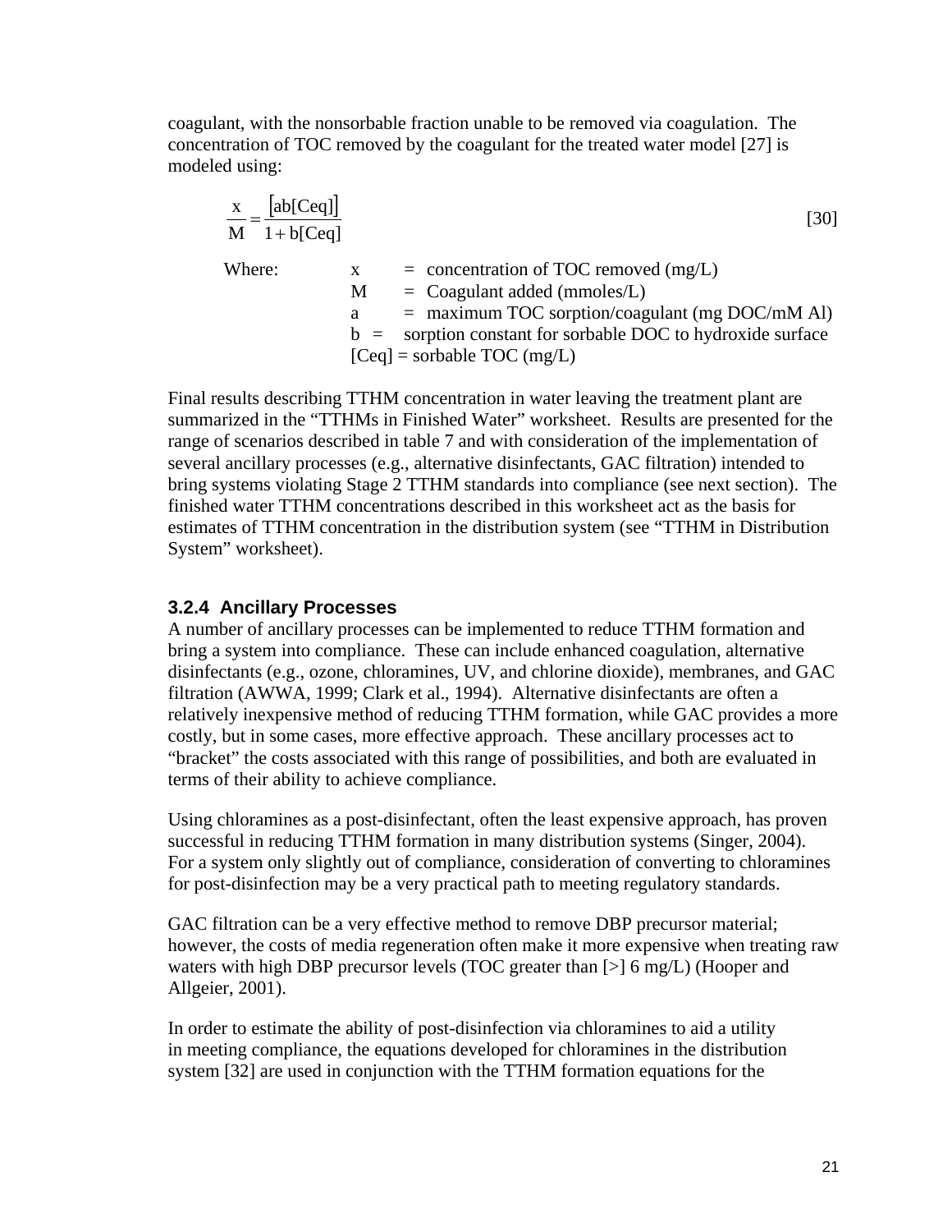coagulant, with the nonsorbable fraction unable to be removed via coagulation. The concentration of TOC removed by the coagulant for the treated water model [27] is modeled using:

$$\frac{x}{M} = \frac{[ab[Ceq]]}{1 + b[Ceq]} \qquad [30]$$

Where:
- x = concentration of TOC removed (mg/L)
- M = Coagulant added (mmoles/L)
- a = maximum TOC sorption/coagulant (mg DOC/mM Al)
- b = sorption constant for sorbable DOC to hydroxide surface
- [Ceq] = sorbable TOC (mg/L)

Final results describing TTHM concentration in water leaving the treatment plant are summarized in the "TTHMs in Finished Water" worksheet. Results are presented for the range of scenarios described in table 7 and with consideration of the implementation of several ancillary processes (e.g., alternative disinfectants, GAC filtration) intended to bring systems violating Stage 2 TTHM standards into compliance (see next section). The finished water TTHM concentrations described in this worksheet act as the basis for estimates of TTHM concentration in the distribution system (see "TTHM in Distribution System" worksheet).

### 3.2.4 Ancillary Processes

A number of ancillary processes can be implemented to reduce TTHM formation and bring a system into compliance. These can include enhanced coagulation, alternative disinfectants (e.g., ozone, chloramines, UV, and chlorine dioxide), membranes, and GAC filtration (AWWA, 1999; Clark et al., 1994). Alternative disinfectants are often a relatively inexpensive method of reducing TTHM formation, while GAC provides a more costly, but in some cases, more effective approach. These ancillary processes act to "bracket" the costs associated with this range of possibilities, and both are evaluated in terms of their ability to achieve compliance.

Using chloramines as a post-disinfectant, often the least expensive approach, has proven successful in reducing TTHM formation in many distribution systems (Singer, 2004). For a system only slightly out of compliance, consideration of converting to chloramines for post-disinfection may be a very practical path to meeting regulatory standards.

GAC filtration can be a very effective method to remove DBP precursor material; however, the costs of media regeneration often make it more expensive when treating raw waters with high DBP precursor levels (TOC greater than [>] 6 mg/L) (Hooper and Allgeier, 2001).

In order to estimate the ability of post-disinfection via chloramines to aid a utility in meeting compliance, the equations developed for chloramines in the distribution system [32] are used in conjunction with the TTHM formation equations for the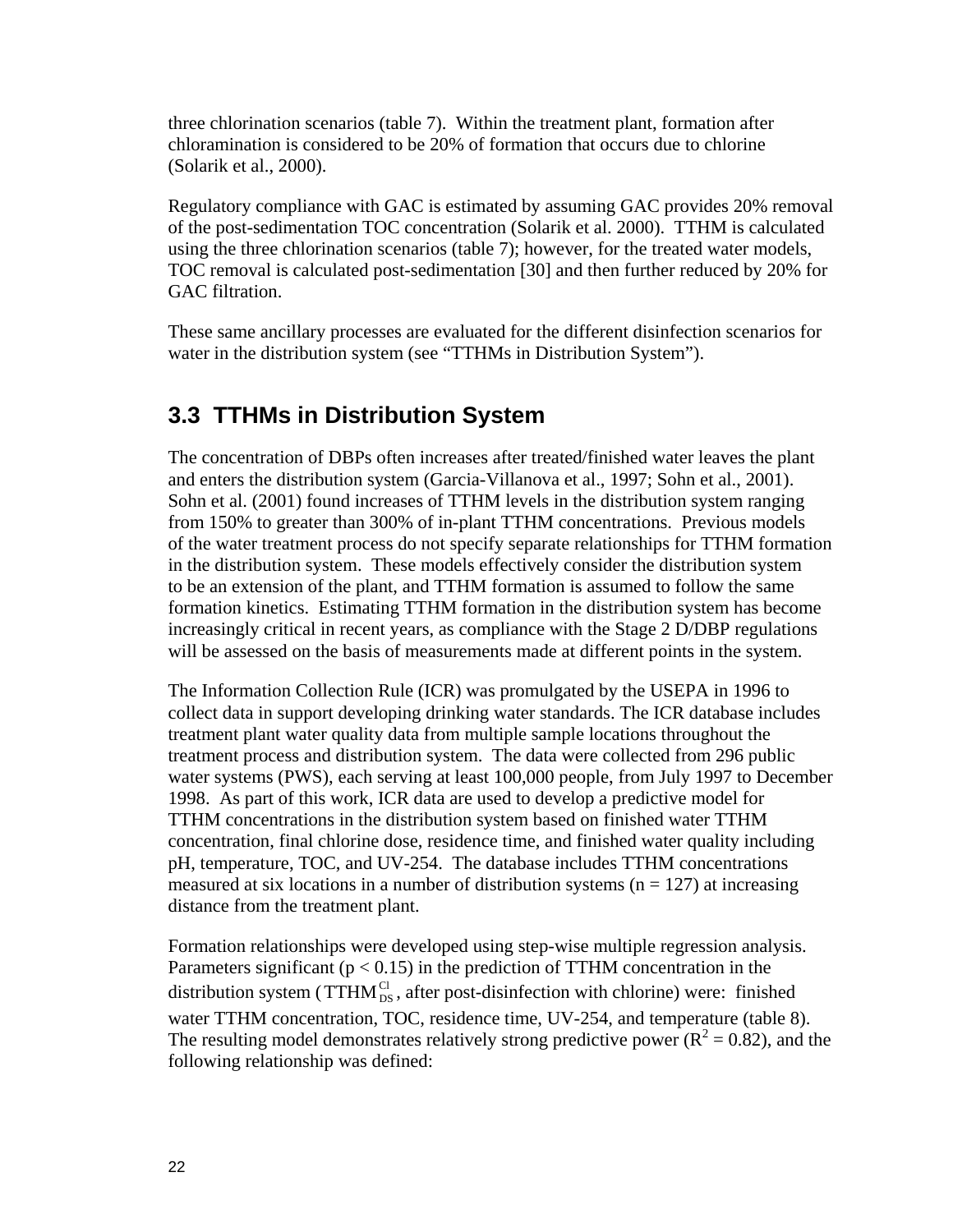three chlorination scenarios (table 7). Within the treatment plant, formation after chloramination is considered to be 20% of formation that occurs due to chlorine (Solarik et al., 2000).

Regulatory compliance with GAC is estimated by assuming GAC provides 20% removal of the post-sedimentation TOC concentration (Solarik et al. 2000). TTHM is calculated using the three chlorination scenarios (table 7); however, for the treated water models, TOC removal is calculated post-sedimentation [30] and then further reduced by 20% for GAC filtration.

These same ancillary processes are evaluated for the different disinfection scenarios for water in the distribution system (see "TTHMs in Distribution System").

## 3.3 TTHMs in Distribution System

The concentration of DBPs often increases after treated/finished water leaves the plant and enters the distribution system (Garcia-Villanova et al., 1997; Sohn et al., 2001). Sohn et al. (2001) found increases of TTHM levels in the distribution system ranging from 150% to greater than 300% of in-plant TTHM concentrations. Previous models of the water treatment process do not specify separate relationships for TTHM formation in the distribution system. These models effectively consider the distribution system to be an extension of the plant, and TTHM formation is assumed to follow the same formation kinetics. Estimating TTHM formation in the distribution system has become increasingly critical in recent years, as compliance with the Stage 2 D/DBP regulations will be assessed on the basis of measurements made at different points in the system.

The Information Collection Rule (ICR) was promulgated by the USEPA in 1996 to collect data in support developing drinking water standards. The ICR database includes treatment plant water quality data from multiple sample locations throughout the treatment process and distribution system. The data were collected from 296 public water systems (PWS), each serving at least 100,000 people, from July 1997 to December 1998. As part of this work, ICR data are used to develop a predictive model for TTHM concentrations in the distribution system based on finished water TTHM concentration, final chlorine dose, residence time, and finished water quality including pH, temperature, TOC, and UV-254. The database includes TTHM concentrations measured at six locations in a number of distribution systems ($n = 127$) at increasing distance from the treatment plant.

Formation relationships were developed using step-wise multiple regression analysis. Parameters significant ($p < 0.15$) in the prediction of TTHM concentration in the distribution system ($\mathrm{TTHM}_{\mathrm{DS}}^{\mathrm{Cl}}$, after post-disinfection with chlorine) were: finished water TTHM concentration, TOC, residence time, UV-254, and temperature (table 8). The resulting model demonstrates relatively strong predictive power ($R^2 = 0.82$), and the following relationship was defined: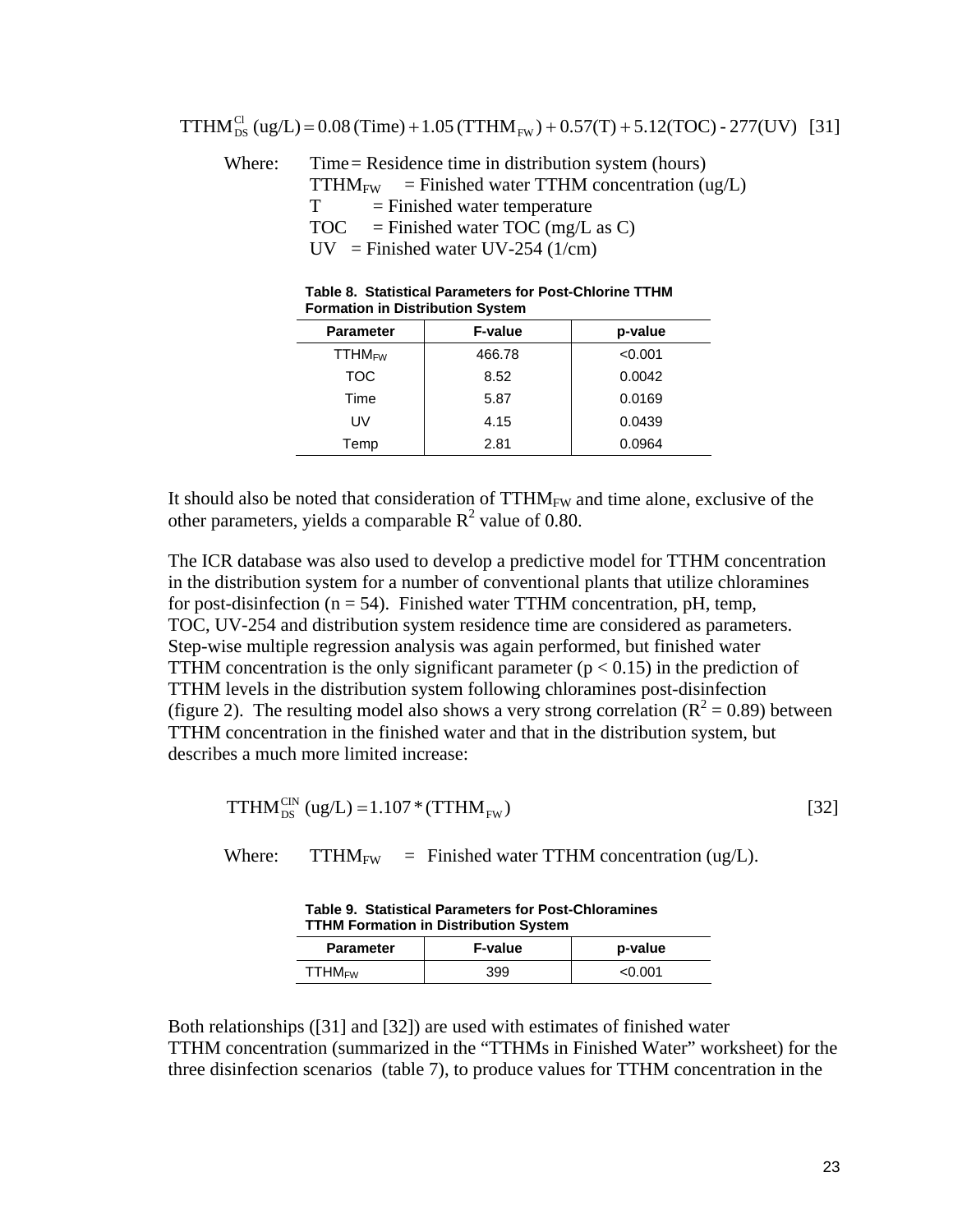$$TTHM_{DS}^{Cl}\ (ug/L) = 0.08\,(Time) + 1.05\,(TTHM_{FW}) + 0.57(T) + 5.12(TOC) - 277(UV) \quad [31]$$

Where:
- Time = Residence time in distribution system (hours)
- $TTHM_{FW}$ = Finished water TTHM concentration (ug/L)
- T = Finished water temperature
- TOC = Finished water TOC (mg/L as C)
- UV = Finished water UV-254 (1/cm)

**Table 8. Statistical Parameters for Post-Chlorine TTHM Formation in Distribution System**

| Parameter | F-value | p-value |
|---|---|---|
| $TTHM_{FW}$ | 466.78 | <0.001 |
| TOC | 8.52 | 0.0042 |
| Time | 5.87 | 0.0169 |
| UV | 4.15 | 0.0439 |
| Temp | 2.81 | 0.0964 |

It should also be noted that consideration of $TTHM_{FW}$ and time alone, exclusive of the other parameters, yields a comparable $R^2$ value of 0.80.

The ICR database was also used to develop a predictive model for TTHM concentration in the distribution system for a number of conventional plants that utilize chloramines for post-disinfection ($n = 54$). Finished water TTHM concentration, pH, temp, TOC, UV-254 and distribution system residence time are considered as parameters. Step-wise multiple regression analysis was again performed, but finished water TTHM concentration is the only significant parameter ($p < 0.15$) in the prediction of TTHM levels in the distribution system following chloramines post-disinfection (figure 2). The resulting model also shows a very strong correlation ($R^2 = 0.89$) between TTHM concentration in the finished water and that in the distribution system, but describes a much more limited increase:

$$TTHM_{DS}^{ClN}\ (ug/L) = 1.107 * (TTHM_{FW}) \quad [32]$$

Where: $TTHM_{FW}$ = Finished water TTHM concentration (ug/L).

**Table 9. Statistical Parameters for Post-Chloramines TTHM Formation in Distribution System**

| Parameter | F-value | p-value |
|---|---|---|
| $TTHM_{FW}$ | 399 | <0.001 |

Both relationships ([31] and [32]) are used with estimates of finished water TTHM concentration (summarized in the "TTHMs in Finished Water" worksheet) for the three disinfection scenarios (table 7), to produce values for TTHM concentration in the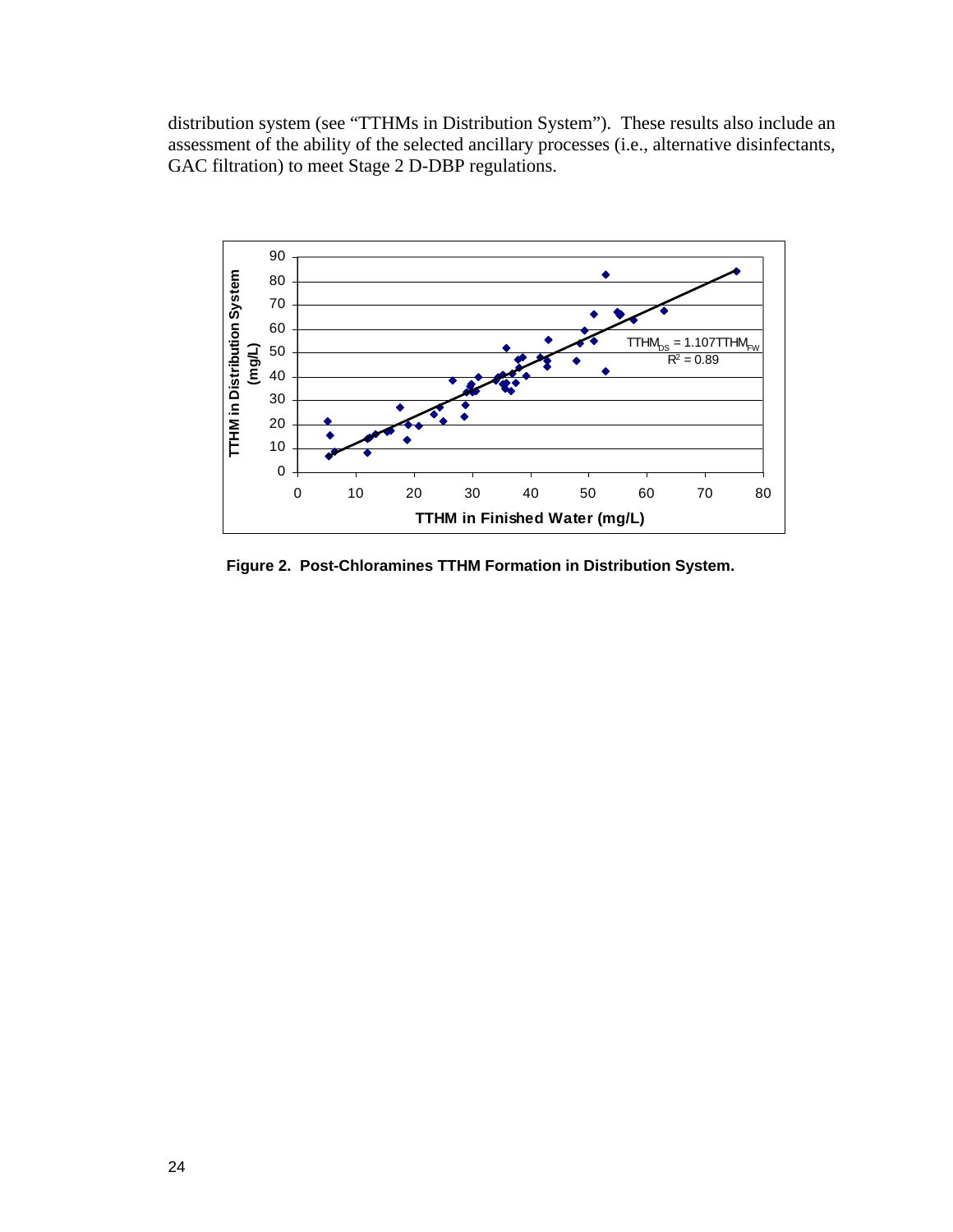distribution system (see "TTHMs in Distribution System"). These results also include an assessment of the ability of the selected ancillary processes (i.e., alternative disinfectants, GAC filtration) to meet Stage 2 D-DBP regulations.

**Figure 2. Post-Chloramines TTHM Formation in Distribution System.**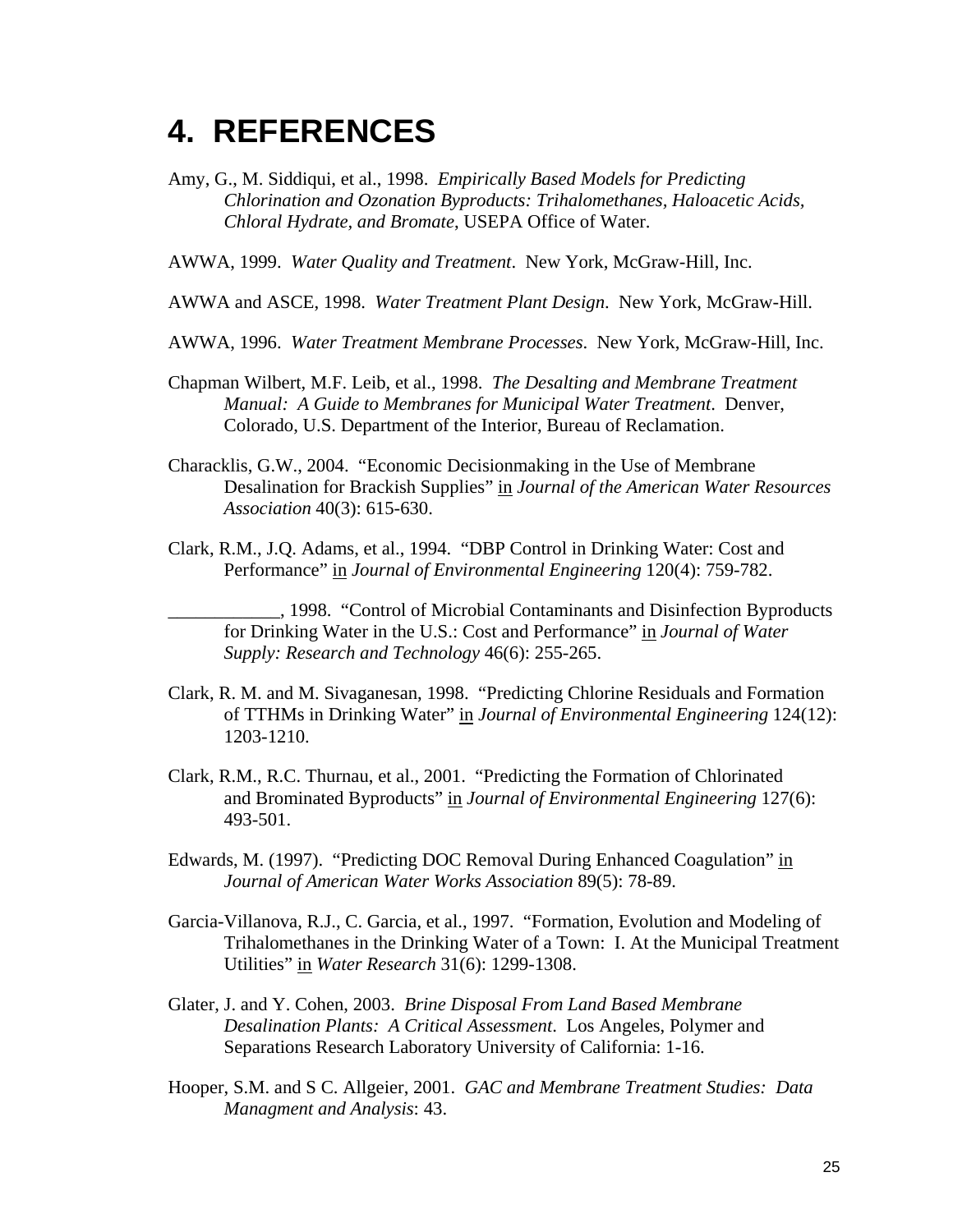# 4. REFERENCES

Amy, G., M. Siddiqui, et al., 1998. *Empirically Based Models for Predicting Chlorination and Ozonation Byproducts: Trihalomethanes, Haloacetic Acids, Chloral Hydrate, and Bromate,* USEPA Office of Water.

AWWA, 1999. *Water Quality and Treatment*. New York, McGraw-Hill, Inc.

AWWA and ASCE, 1998. *Water Treatment Plant Design*. New York, McGraw-Hill.

AWWA, 1996. *Water Treatment Membrane Processes*. New York, McGraw-Hill, Inc.

Chapman Wilbert, M.F. Leib, et al., 1998. *The Desalting and Membrane Treatment Manual: A Guide to Membranes for Municipal Water Treatment*. Denver, Colorado, U.S. Department of the Interior, Bureau of Reclamation.

Characklis, G.W., 2004. "Economic Decisionmaking in the Use of Membrane Desalination for Brackish Supplies" <u>in</u> *Journal of the American Water Resources Association* 40(3): 615-630.

Clark, R.M., J.Q. Adams, et al., 1994. "DBP Control in Drinking Water: Cost and Performance" <u>in</u> *Journal of Environmental Engineering* 120(4): 759-782.

____________, 1998. "Control of Microbial Contaminants and Disinfection Byproducts for Drinking Water in the U.S.: Cost and Performance" <u>in</u> *Journal of Water Supply: Research and Technology* 46(6): 255-265.

Clark, R. M. and M. Sivaganesan, 1998. "Predicting Chlorine Residuals and Formation of TTHMs in Drinking Water" <u>in</u> *Journal of Environmental Engineering* 124(12): 1203-1210.

Clark, R.M., R.C. Thurnau, et al., 2001. "Predicting the Formation of Chlorinated and Brominated Byproducts" <u>in</u> *Journal of Environmental Engineering* 127(6): 493-501.

Edwards, M. (1997). "Predicting DOC Removal During Enhanced Coagulation" <u>in</u> *Journal of American Water Works Association* 89(5): 78-89.

Garcia-Villanova, R.J., C. Garcia, et al., 1997. "Formation, Evolution and Modeling of Trihalomethanes in the Drinking Water of a Town: I. At the Municipal Treatment Utilities" <u>in</u> *Water Research* 31(6): 1299-1308.

Glater, J. and Y. Cohen, 2003. *Brine Disposal From Land Based Membrane Desalination Plants: A Critical Assessment*. Los Angeles, Polymer and Separations Research Laboratory University of California: 1-16.

Hooper, S.M. and S C. Allgeier, 2001. *GAC and Membrane Treatment Studies: Data Managment and Analysis*: 43.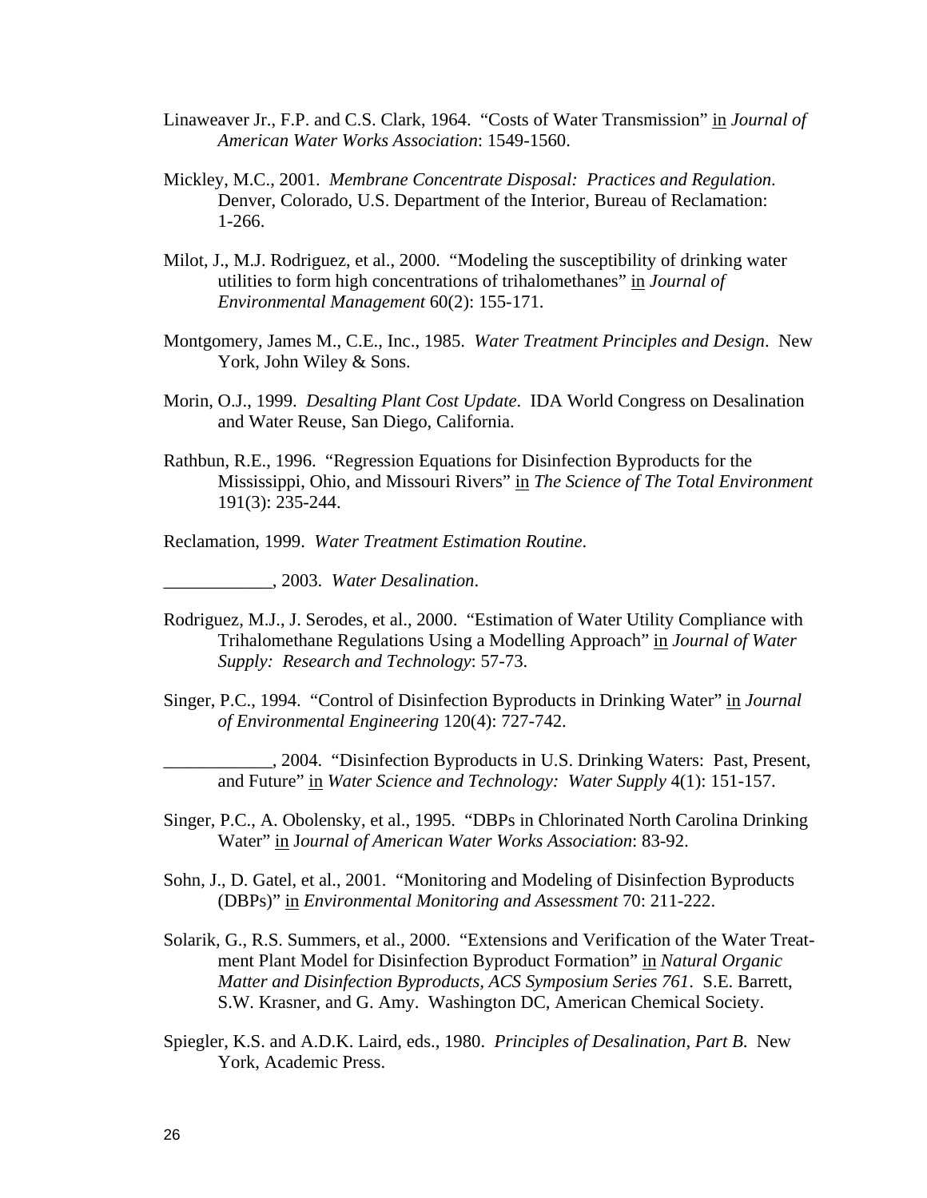Linaweaver Jr., F.P. and C.S. Clark, 1964. "Costs of Water Transmission" in *Journal of American Water Works Association*: 1549-1560.

Mickley, M.C., 2001. *Membrane Concentrate Disposal: Practices and Regulation*. Denver, Colorado, U.S. Department of the Interior, Bureau of Reclamation: 1-266.

Milot, J., M.J. Rodriguez, et al., 2000. "Modeling the susceptibility of drinking water utilities to form high concentrations of trihalomethanes" in *Journal of Environmental Management* 60(2): 155-171.

Montgomery, James M., C.E., Inc., 1985. *Water Treatment Principles and Design*. New York, John Wiley & Sons.

Morin, O.J., 1999. *Desalting Plant Cost Update*. IDA World Congress on Desalination and Water Reuse, San Diego, California.

Rathbun, R.E., 1996. "Regression Equations for Disinfection Byproducts for the Mississippi, Ohio, and Missouri Rivers" in *The Science of The Total Environment* 191(3): 235-244.

Reclamation, 1999. *Water Treatment Estimation Routine*.

____________, 2003. *Water Desalination*.

Rodriguez, M.J., J. Serodes, et al., 2000. "Estimation of Water Utility Compliance with Trihalomethane Regulations Using a Modelling Approach" in *Journal of Water Supply: Research and Technology*: 57-73.

Singer, P.C., 1994. "Control of Disinfection Byproducts in Drinking Water" in *Journal of Environmental Engineering* 120(4): 727-742.

____________, 2004. "Disinfection Byproducts in U.S. Drinking Waters: Past, Present, and Future" in *Water Science and Technology: Water Supply* 4(1): 151-157.

Singer, P.C., A. Obolensky, et al., 1995. "DBPs in Chlorinated North Carolina Drinking Water" in *Journal of American Water Works Association*: 83-92.

Sohn, J., D. Gatel, et al., 2001. "Monitoring and Modeling of Disinfection Byproducts (DBPs)" in *Environmental Monitoring and Assessment* 70: 211-222.

Solarik, G., R.S. Summers, et al., 2000. "Extensions and Verification of the Water Treatment Plant Model for Disinfection Byproduct Formation" in *Natural Organic Matter and Disinfection Byproducts, ACS Symposium Series 761*. S.E. Barrett, S.W. Krasner, and G. Amy. Washington DC, American Chemical Society.

Spiegler, K.S. and A.D.K. Laird, eds., 1980. *Principles of Desalination, Part B.* New York, Academic Press.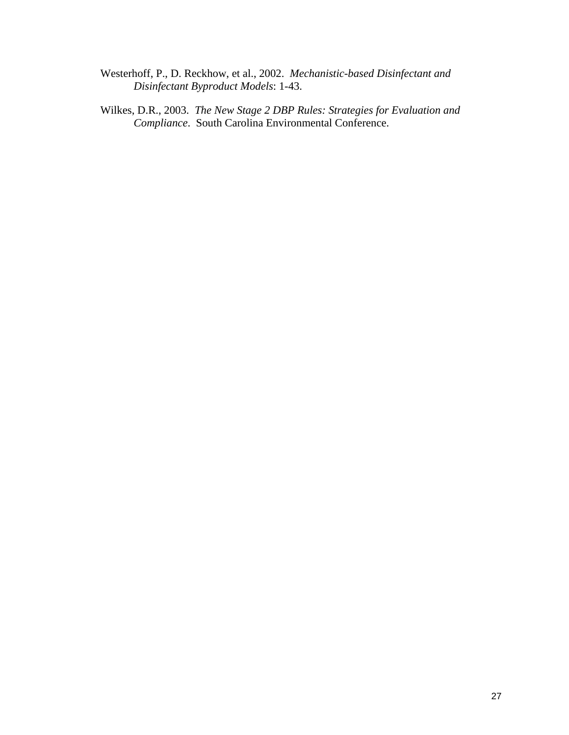Westerhoff, P., D. Reckhow, et al., 2002. *Mechanistic-based Disinfectant and Disinfectant Byproduct Models*: 1-43.

Wilkes, D.R., 2003. *The New Stage 2 DBP Rules: Strategies for Evaluation and Compliance*. South Carolina Environmental Conference.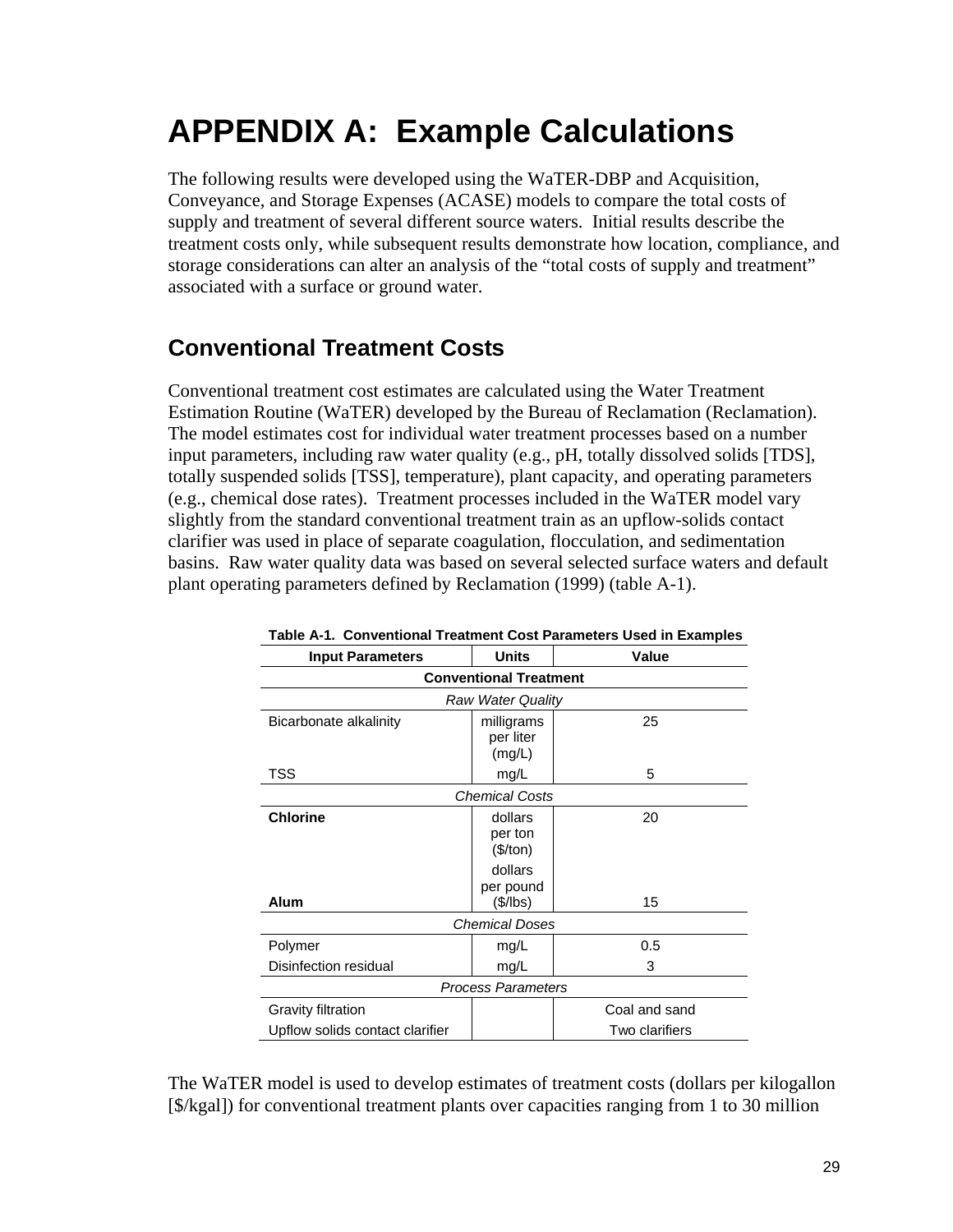# APPENDIX A: Example Calculations

The following results were developed using the WaTER-DBP and Acquisition, Conveyance, and Storage Expenses (ACASE) models to compare the total costs of supply and treatment of several different source waters. Initial results describe the treatment costs only, while subsequent results demonstrate how location, compliance, and storage considerations can alter an analysis of the "total costs of supply and treatment" associated with a surface or ground water.

## Conventional Treatment Costs

Conventional treatment cost estimates are calculated using the Water Treatment Estimation Routine (WaTER) developed by the Bureau of Reclamation (Reclamation). The model estimates cost for individual water treatment processes based on a number input parameters, including raw water quality (e.g., pH, totally dissolved solids [TDS], totally suspended solids [TSS], temperature), plant capacity, and operating parameters (e.g., chemical dose rates). Treatment processes included in the WaTER model vary slightly from the standard conventional treatment train as an upflow-solids contact clarifier was used in place of separate coagulation, flocculation, and sedimentation basins. Raw water quality data was based on several selected surface waters and default plant operating parameters defined by Reclamation (1999) (table A-1).

**Table A-1. Conventional Treatment Cost Parameters Used in Examples**

| Input Parameters | Units | Value |
|---|---|---|
| **Conventional Treatment** | | |
| *Raw Water Quality* | | |
| Bicarbonate alkalinity | milligrams per liter (mg/L) | 25 |
| TSS | mg/L | 5 |
| *Chemical Costs* | | |
| **Chlorine** | dollars per ton ($/ton) | 20 |
| **Alum** | dollars per pound ($/lbs) | 15 |
| *Chemical Doses* | | |
| Polymer | mg/L | 0.5 |
| Disinfection residual | mg/L | 3 |
| *Process Parameters* | | |
| Gravity filtration | | Coal and sand |
| Upflow solids contact clarifier | | Two clarifiers |

The WaTER model is used to develop estimates of treatment costs (dollars per kilogallon [$/kgal]) for conventional treatment plants over capacities ranging from 1 to 30 million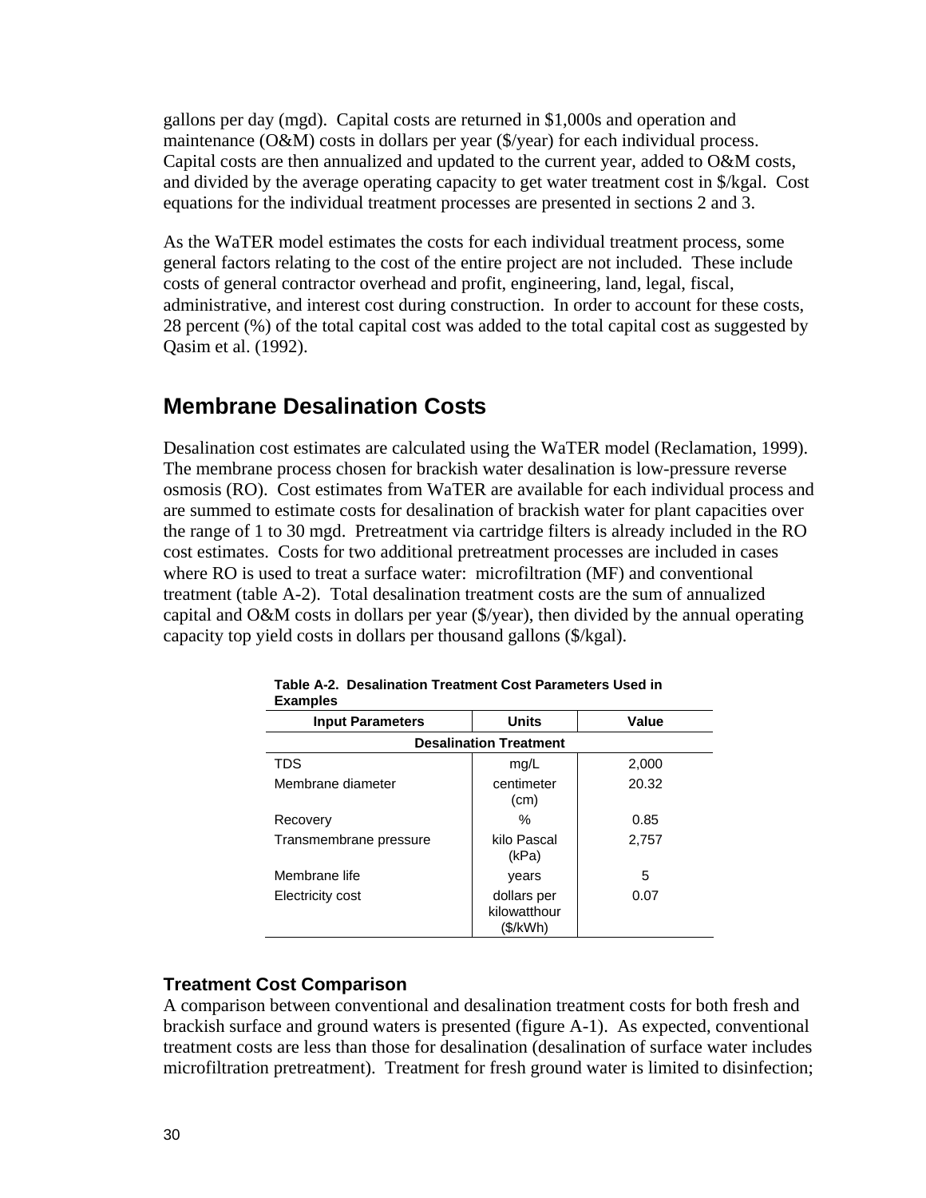gallons per day (mgd). Capital costs are returned in $1,000s and operation and maintenance (O&M) costs in dollars per year ($/year) for each individual process. Capital costs are then annualized and updated to the current year, added to O&M costs, and divided by the average operating capacity to get water treatment cost in $/kgal. Cost equations for the individual treatment processes are presented in sections 2 and 3.

As the WaTER model estimates the costs for each individual treatment process, some general factors relating to the cost of the entire project are not included. These include costs of general contractor overhead and profit, engineering, land, legal, fiscal, administrative, and interest cost during construction. In order to account for these costs, 28 percent (%) of the total capital cost was added to the total capital cost as suggested by Qasim et al. (1992).

## Membrane Desalination Costs

Desalination cost estimates are calculated using the WaTER model (Reclamation, 1999). The membrane process chosen for brackish water desalination is low-pressure reverse osmosis (RO). Cost estimates from WaTER are available for each individual process and are summed to estimate costs for desalination of brackish water for plant capacities over the range of 1 to 30 mgd. Pretreatment via cartridge filters is already included in the RO cost estimates. Costs for two additional pretreatment processes are included in cases where RO is used to treat a surface water: microfiltration (MF) and conventional treatment (table A-2). Total desalination treatment costs are the sum of annualized capital and O&M costs in dollars per year ($/year), then divided by the annual operating capacity top yield costs in dollars per thousand gallons ($/kgal).

**Table A-2. Desalination Treatment Cost Parameters Used in Examples**

| Input Parameters | Units | Value |
|---|---|---|
| **Desalination Treatment** | | |
| TDS | mg/L | 2,000 |
| Membrane diameter | centimeter (cm) | 20.32 |
| Recovery | % | 0.85 |
| Transmembrane pressure | kilo Pascal (kPa) | 2,757 |
| Membrane life | years | 5 |
| Electricity cost | dollars per kilowatthour ($/kWh) | 0.07 |

### Treatment Cost Comparison

A comparison between conventional and desalination treatment costs for both fresh and brackish surface and ground waters is presented (figure A-1). As expected, conventional treatment costs are less than those for desalination (desalination of surface water includes microfiltration pretreatment). Treatment for fresh ground water is limited to disinfection;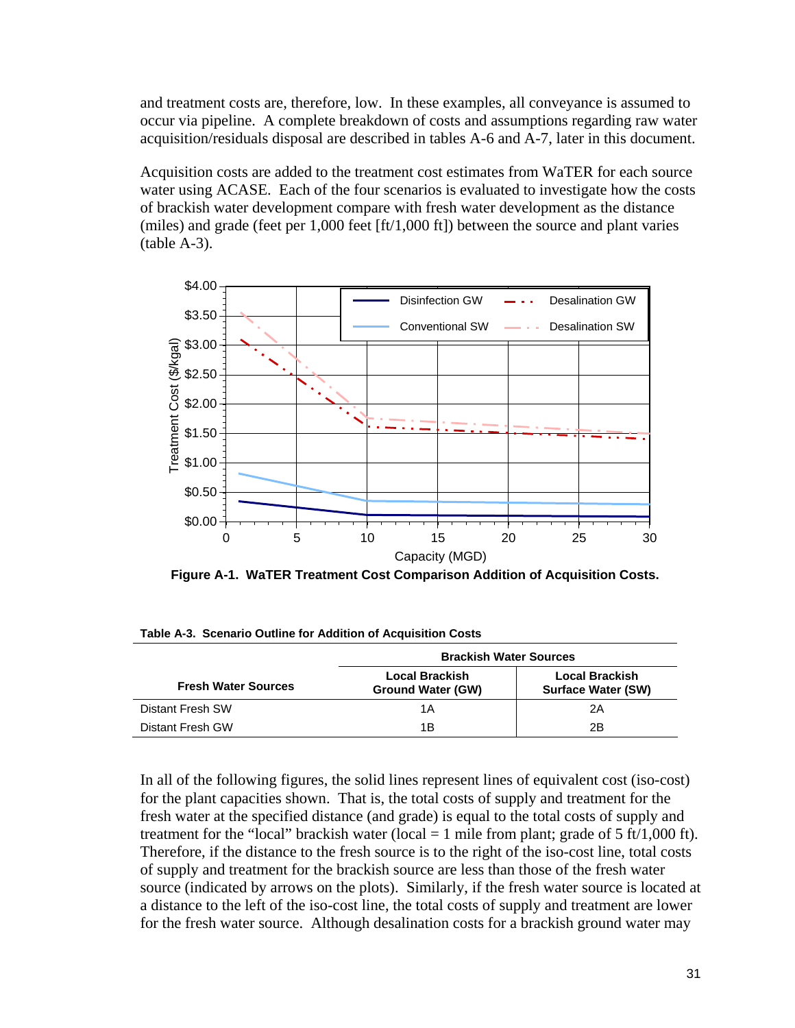and treatment costs are, therefore, low. In these examples, all conveyance is assumed to occur via pipeline. A complete breakdown of costs and assumptions regarding raw water acquisition/residuals disposal are described in tables A-6 and A-7, later in this document.

Acquisition costs are added to the treatment cost estimates from WaTER for each source water using ACASE. Each of the four scenarios is evaluated to investigate how the costs of brackish water development compare with fresh water development as the distance (miles) and grade (feet per 1,000 feet [ft/1,000 ft]) between the source and plant varies (table A-3).

**Figure A-1. WaTER Treatment Cost Comparison Addition of Acquisition Costs.**

**Table A-3. Scenario Outline for Addition of Acquisition Costs**

| Fresh Water Sources | Brackish Water Sources | |
|---|---|---|
| | **Local Brackish Ground Water (GW)** | **Local Brackish Surface Water (SW)** |
| Distant Fresh SW | 1A | 2A |
| Distant Fresh GW | 1B | 2B |

In all of the following figures, the solid lines represent lines of equivalent cost (iso-cost) for the plant capacities shown. That is, the total costs of supply and treatment for the fresh water at the specified distance (and grade) is equal to the total costs of supply and treatment for the "local" brackish water (local = 1 mile from plant; grade of 5 ft/1,000 ft). Therefore, if the distance to the fresh source is to the right of the iso-cost line, total costs of supply and treatment for the brackish source are less than those of the fresh water source (indicated by arrows on the plots). Similarly, if the fresh water source is located at a distance to the left of the iso-cost line, the total costs of supply and treatment are lower for the fresh water source. Although desalination costs for a brackish ground water may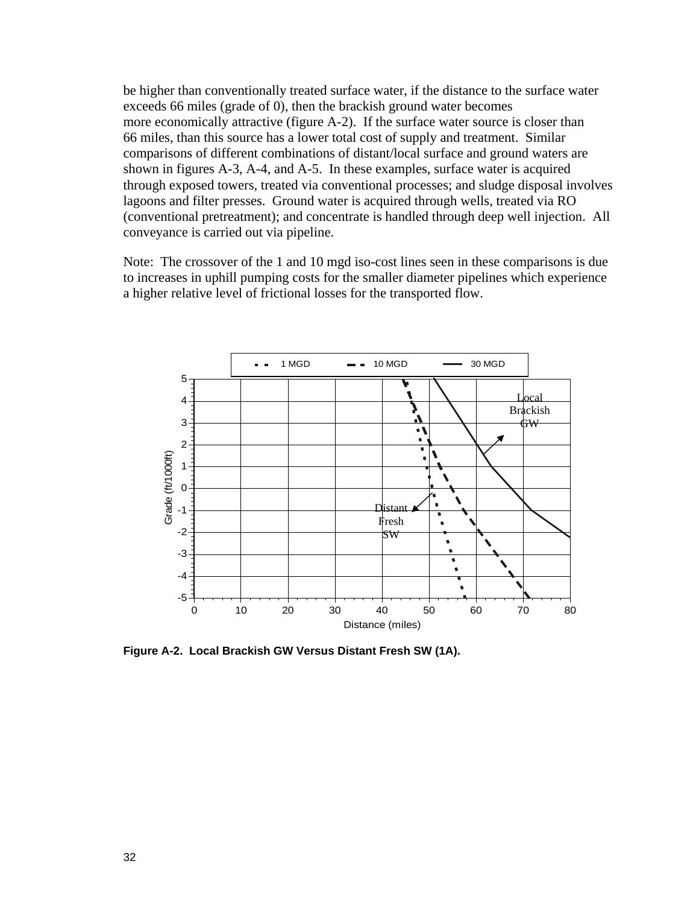be higher than conventionally treated surface water, if the distance to the surface water exceeds 66 miles (grade of 0), then the brackish ground water becomes more economically attractive (figure A-2). If the surface water source is closer than 66 miles, than this source has a lower total cost of supply and treatment. Similar comparisons of different combinations of distant/local surface and ground waters are shown in figures A-3, A-4, and A-5. In these examples, surface water is acquired through exposed towers, treated via conventional processes; and sludge disposal involves lagoons and filter presses. Ground water is acquired through wells, treated via RO (conventional pretreatment); and concentrate is handled through deep well injection. All conveyance is carried out via pipeline.

Note: The crossover of the 1 and 10 mgd iso-cost lines seen in these comparisons is due to increases in uphill pumping costs for the smaller diameter pipelines which experience a higher relative level of frictional losses for the transported flow.

**Figure A-2. Local Brackish GW Versus Distant Fresh SW (1A).**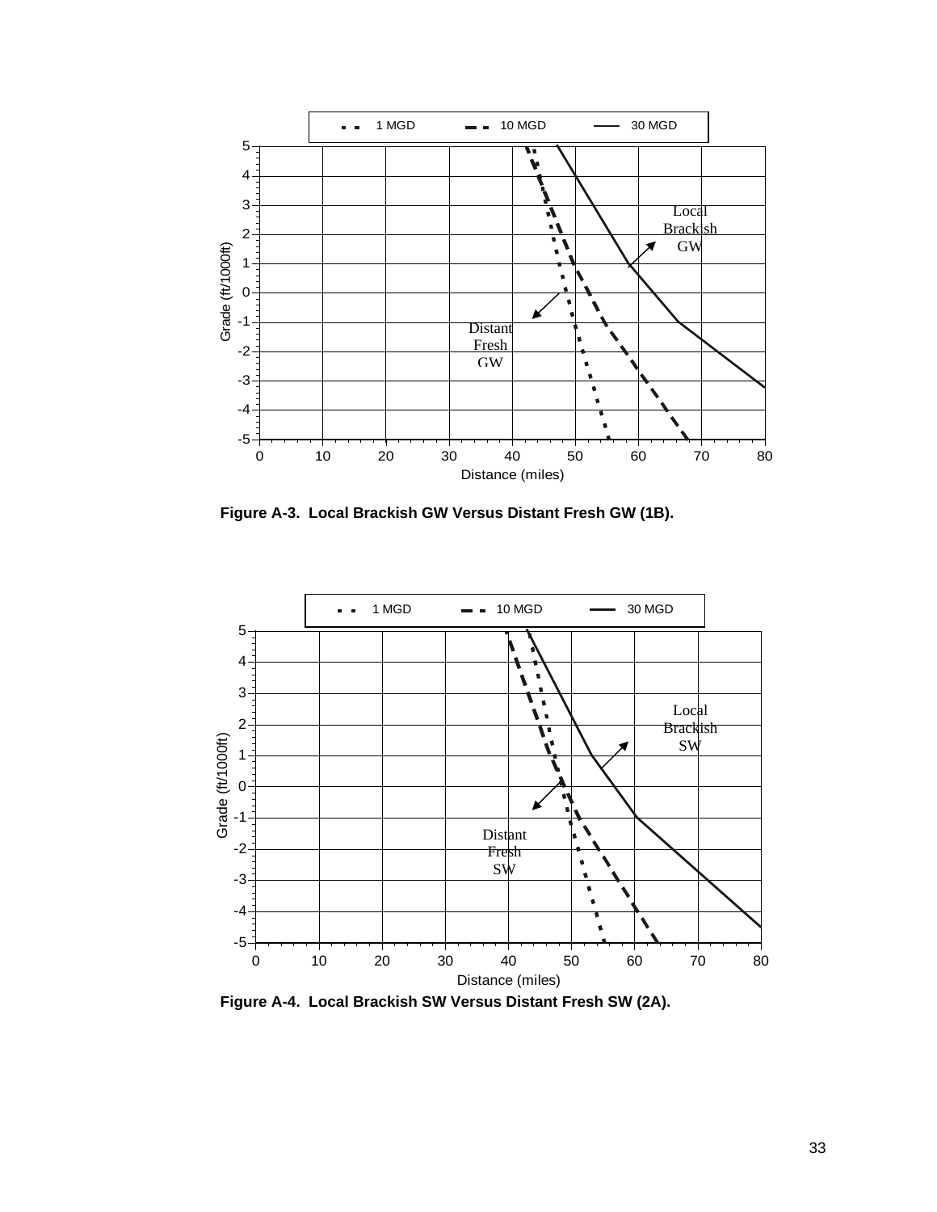Figure A-3. Local Brackish GW Versus Distant Fresh GW (1B).

Figure A-4. Local Brackish SW Versus Distant Fresh SW (2A).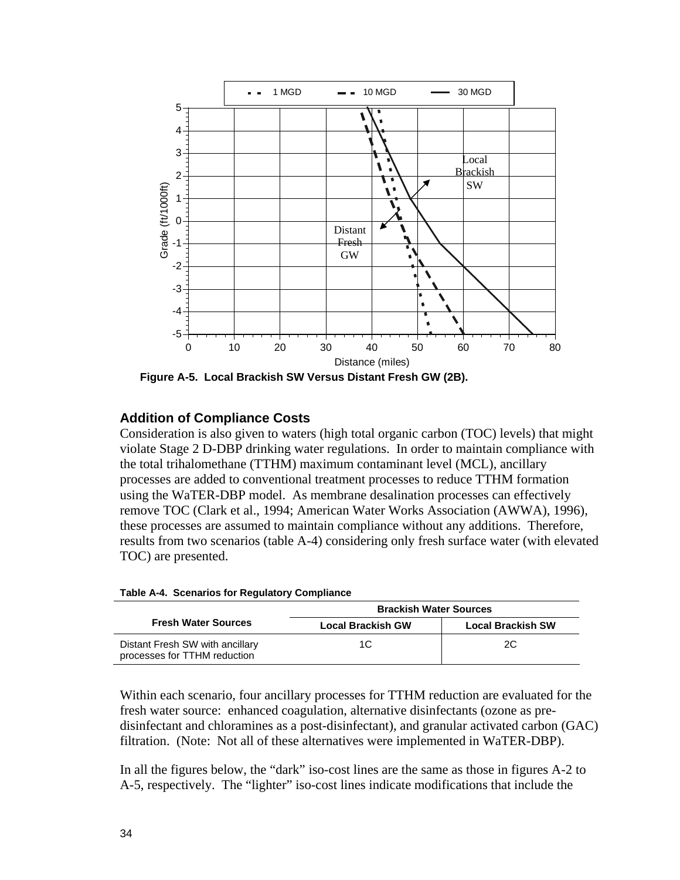**Figure A-5. Local Brackish SW Versus Distant Fresh GW (2B).**

## Addition of Compliance Costs

Consideration is also given to waters (high total organic carbon (TOC) levels) that might violate Stage 2 D-DBP drinking water regulations. In order to maintain compliance with the total trihalomethane (TTHM) maximum contaminant level (MCL), ancillary processes are added to conventional treatment processes to reduce TTHM formation using the WaTER-DBP model. As membrane desalination processes can effectively remove TOC (Clark et al., 1994; American Water Works Association (AWWA), 1996), these processes are assumed to maintain compliance without any additions. Therefore, results from two scenarios (table A-4) considering only fresh surface water (with elevated TOC) are presented.

**Table A-4. Scenarios for Regulatory Compliance**

| Fresh Water Sources | Brackish Water Sources | |
|---|---|---|
| | Local Brackish GW | Local Brackish SW |
| Distant Fresh SW with ancillary processes for TTHM reduction | 1C | 2C |

Within each scenario, four ancillary processes for TTHM reduction are evaluated for the fresh water source: enhanced coagulation, alternative disinfectants (ozone as pre-disinfectant and chloramines as a post-disinfectant), and granular activated carbon (GAC) filtration. (Note: Not all of these alternatives were implemented in WaTER-DBP).

In all the figures below, the "dark" iso-cost lines are the same as those in figures A-2 to A-5, respectively. The "lighter" iso-cost lines indicate modifications that include the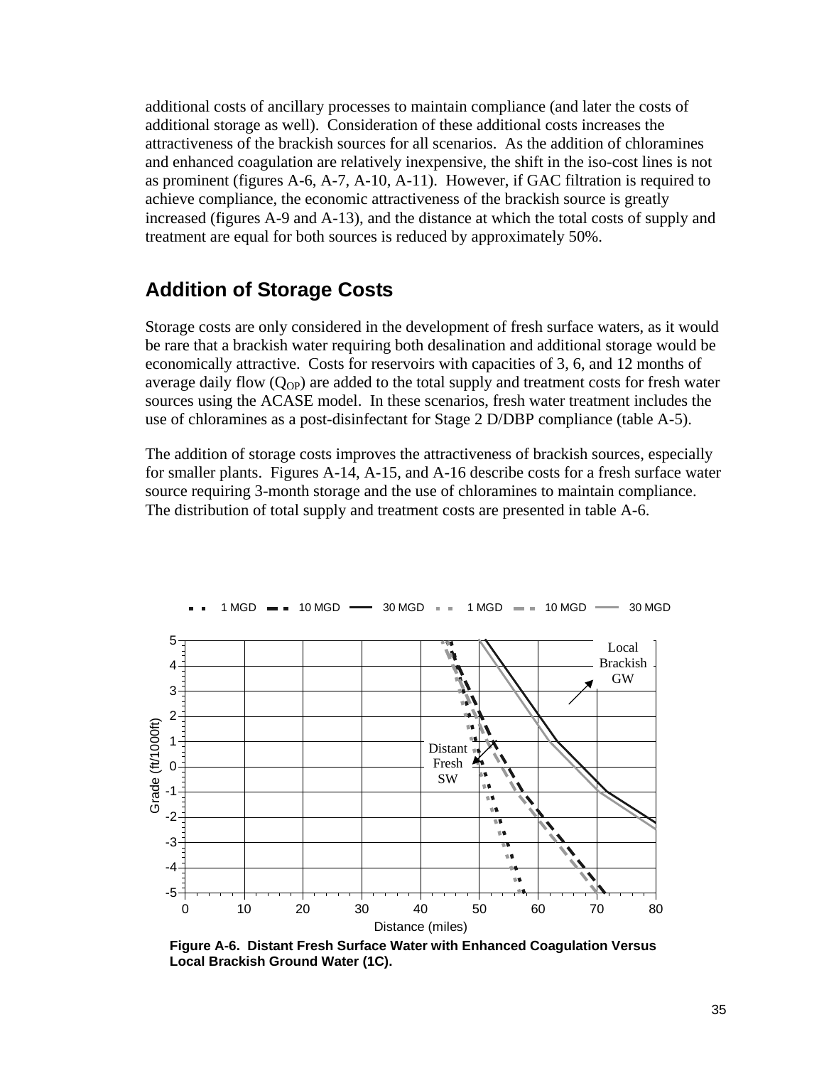additional costs of ancillary processes to maintain compliance (and later the costs of additional storage as well). Consideration of these additional costs increases the attractiveness of the brackish sources for all scenarios. As the addition of chloramines and enhanced coagulation are relatively inexpensive, the shift in the iso-cost lines is not as prominent (figures A-6, A-7, A-10, A-11). However, if GAC filtration is required to achieve compliance, the economic attractiveness of the brackish source is greatly increased (figures A-9 and A-13), and the distance at which the total costs of supply and treatment are equal for both sources is reduced by approximately 50%.

## Addition of Storage Costs

Storage costs are only considered in the development of fresh surface waters, as it would be rare that a brackish water requiring both desalination and additional storage would be economically attractive. Costs for reservoirs with capacities of 3, 6, and 12 months of average daily flow ($Q_{OP}$) are added to the total supply and treatment costs for fresh water sources using the ACASE model. In these scenarios, fresh water treatment includes the use of chloramines as a post-disinfectant for Stage 2 D/DBP compliance (table A-5).

The addition of storage costs improves the attractiveness of brackish sources, especially for smaller plants. Figures A-14, A-15, and A-16 describe costs for a fresh surface water source requiring 3-month storage and the use of chloramines to maintain compliance. The distribution of total supply and treatment costs are presented in table A-6.

**Figure A-6. Distant Fresh Surface Water with Enhanced Coagulation Versus Local Brackish Ground Water (1C).**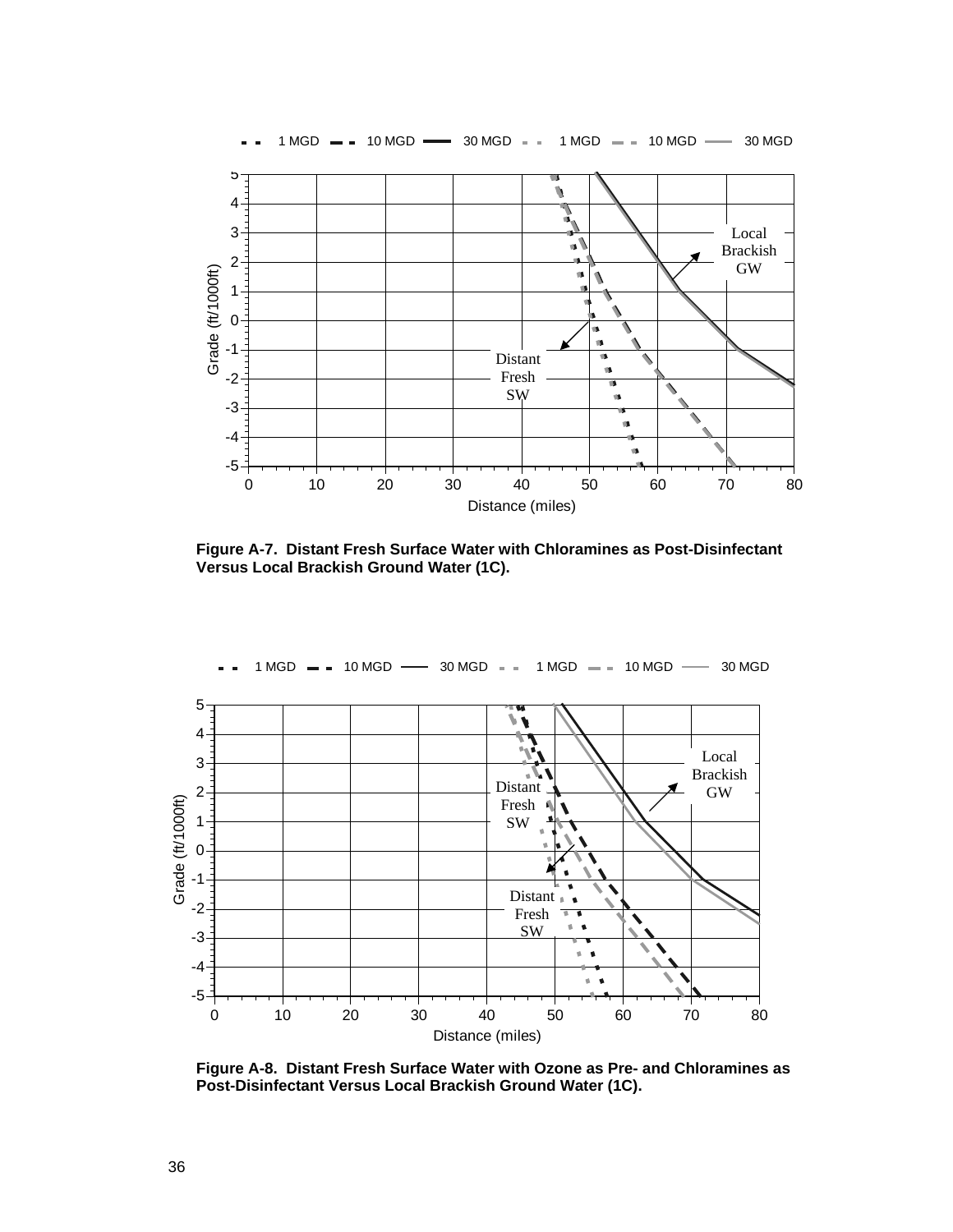Figure A-7. Distant Fresh Surface Water with Chloramines as Post-Disinfectant Versus Local Brackish Ground Water (1C).

Figure A-8. Distant Fresh Surface Water with Ozone as Pre- and Chloramines as Post-Disinfectant Versus Local Brackish Ground Water (1C).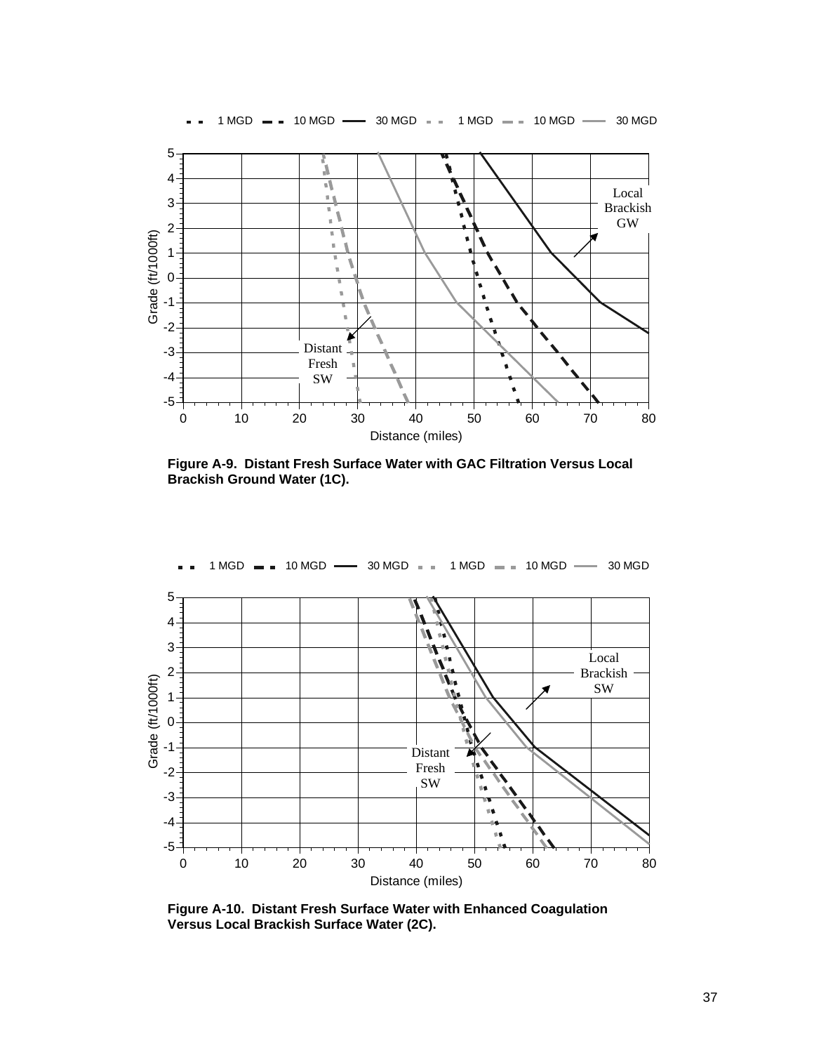Figure A-9. Distant Fresh Surface Water with GAC Filtration Versus Local Brackish Ground Water (1C).

Figure A-10. Distant Fresh Surface Water with Enhanced Coagulation Versus Local Brackish Surface Water (2C).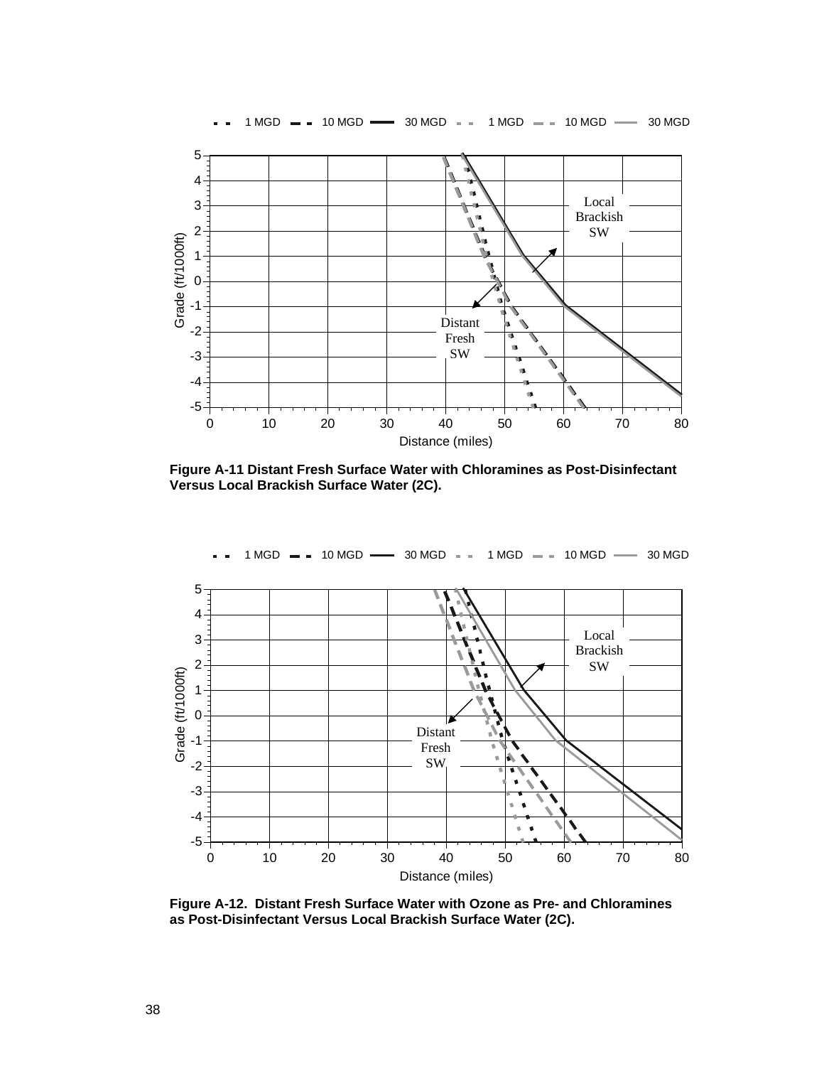Figure A-11 Distant Fresh Surface Water with Chloramines as Post-Disinfectant Versus Local Brackish Surface Water (2C).

Figure A-12. Distant Fresh Surface Water with Ozone as Pre- and Chloramines as Post-Disinfectant Versus Local Brackish Surface Water (2C).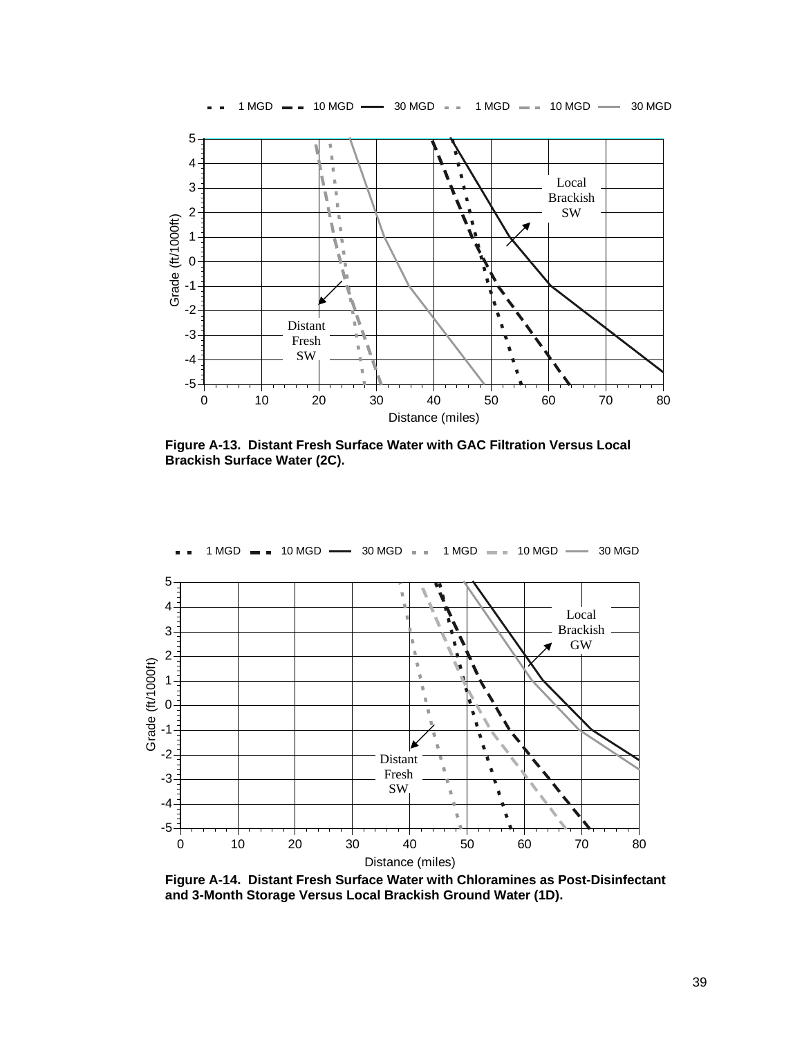**Figure A-13. Distant Fresh Surface Water with GAC Filtration Versus Local Brackish Surface Water (2C).**

**Figure A-14. Distant Fresh Surface Water with Chloramines as Post-Disinfectant and 3-Month Storage Versus Local Brackish Ground Water (1D).**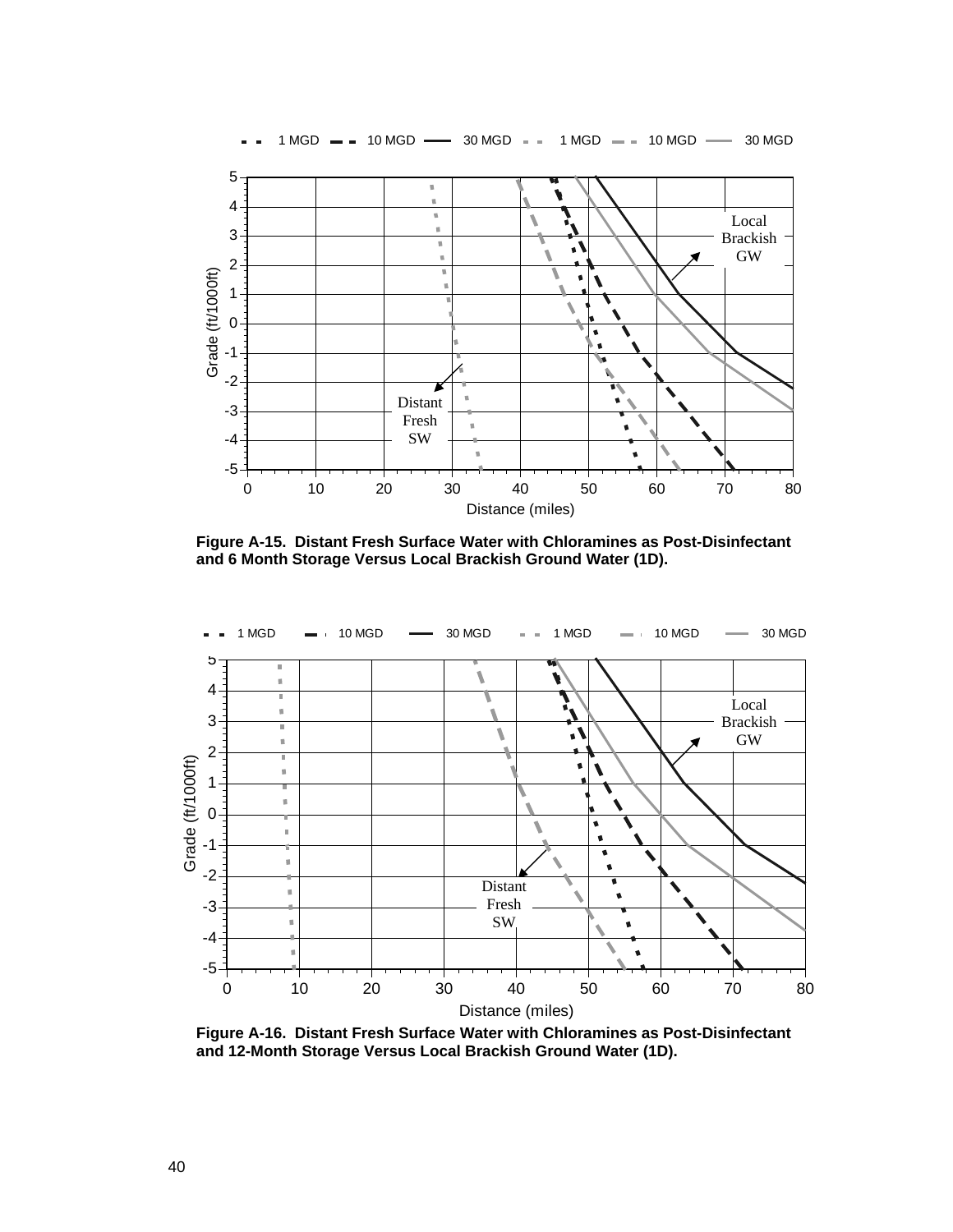Figure A-15. Distant Fresh Surface Water with Chloramines as Post-Disinfectant and 6 Month Storage Versus Local Brackish Ground Water (1D).

Figure A-16. Distant Fresh Surface Water with Chloramines as Post-Disinfectant and 12-Month Storage Versus Local Brackish Ground Water (1D).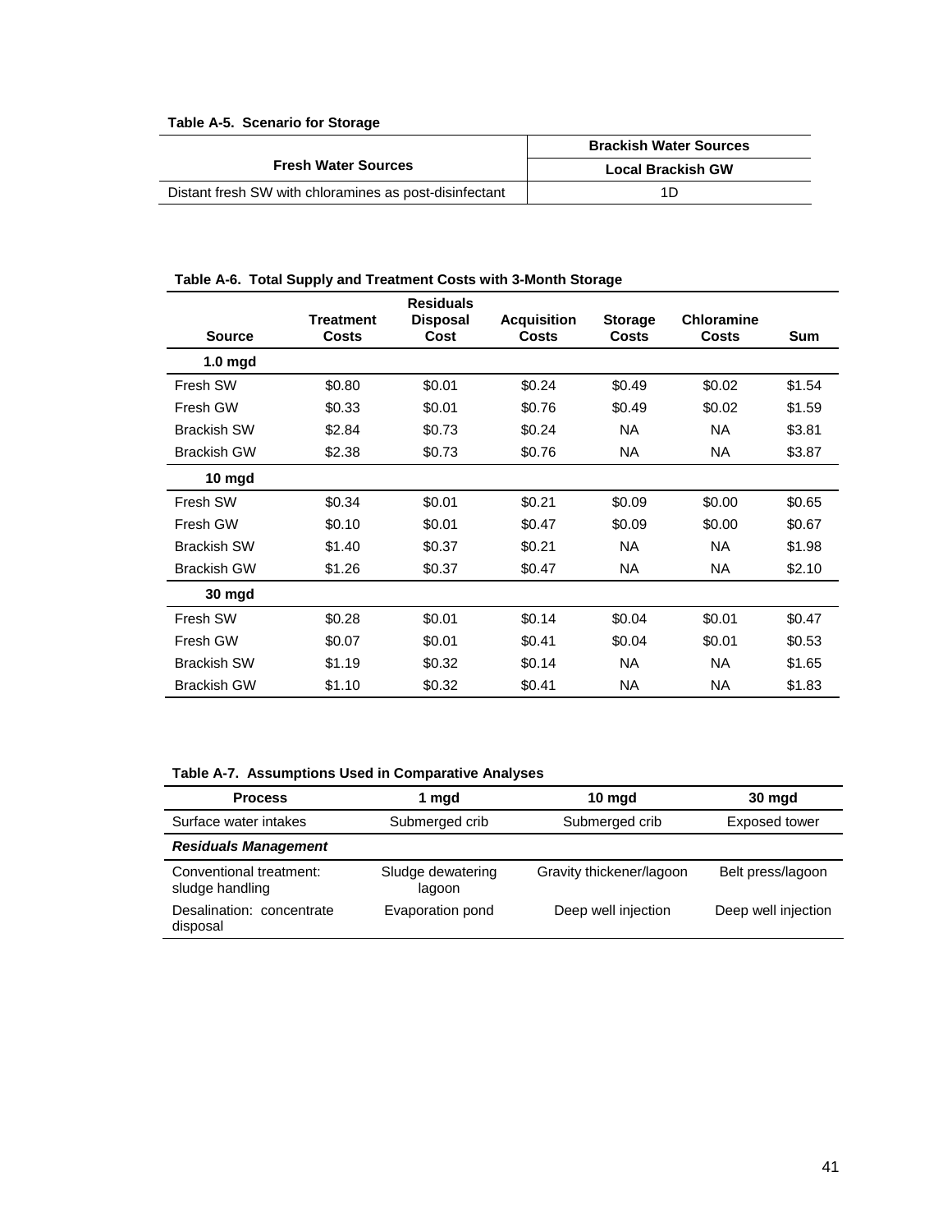**Table A-5. Scenario for Storage**

| Fresh Water Sources | Brackish Water Sources |
|---|---|
| | Local Brackish GW |
| Distant fresh SW with chloramines as post-disinfectant | 1D |

**Table A-6. Total Supply and Treatment Costs with 3-Month Storage**

| Source | Treatment Costs | Residuals Disposal Cost | Acquisition Costs | Storage Costs | Chloramine Costs | Sum |
|---|---|---|---|---|---|---|
| **1.0 mgd** | | | | | | |
| Fresh SW | $0.80 | $0.01 | $0.24 | $0.49 | $0.02 | $1.54 |
| Fresh GW | $0.33 | $0.01 | $0.76 | $0.49 | $0.02 | $1.59 |
| Brackish SW | $2.84 | $0.73 | $0.24 | NA | NA | $3.81 |
| Brackish GW | $2.38 | $0.73 | $0.76 | NA | NA | $3.87 |
| **10 mgd** | | | | | | |
| Fresh SW | $0.34 | $0.01 | $0.21 | $0.09 | $0.00 | $0.65 |
| Fresh GW | $0.10 | $0.01 | $0.47 | $0.09 | $0.00 | $0.67 |
| Brackish SW | $1.40 | $0.37 | $0.21 | NA | NA | $1.98 |
| Brackish GW | $1.26 | $0.37 | $0.47 | NA | NA | $2.10 |
| **30 mgd** | | | | | | |
| Fresh SW | $0.28 | $0.01 | $0.14 | $0.04 | $0.01 | $0.47 |
| Fresh GW | $0.07 | $0.01 | $0.41 | $0.04 | $0.01 | $0.53 |
| Brackish SW | $1.19 | $0.32 | $0.14 | NA | NA | $1.65 |
| Brackish GW | $1.10 | $0.32 | $0.41 | NA | NA | $1.83 |

**Table A-7. Assumptions Used in Comparative Analyses**

| Process | 1 mgd | 10 mgd | 30 mgd |
|---|---|---|---|
| Surface water intakes | Submerged crib | Submerged crib | Exposed tower |
| ***Residuals Management*** | | | |
| Conventional treatment: sludge handling | Sludge dewatering lagoon | Gravity thickener/lagoon | Belt press/lagoon |
| Desalination: concentrate disposal | Evaporation pond | Deep well injection | Deep well injection |